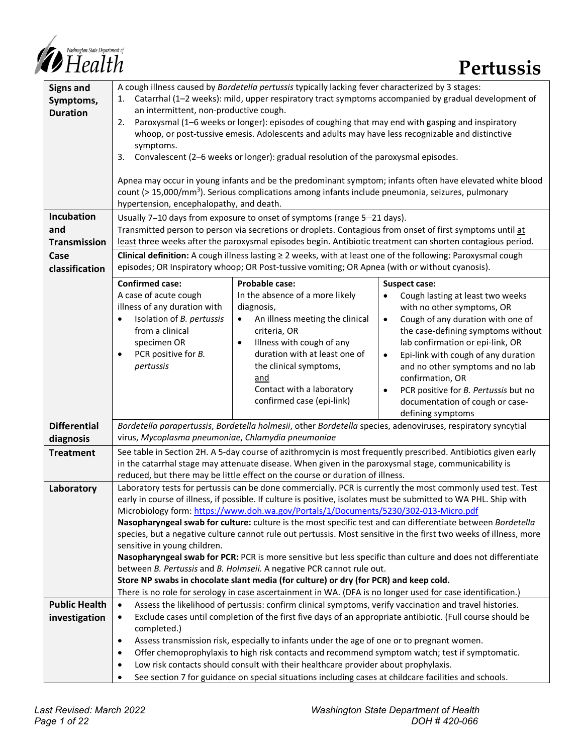# Pertussis

**Signs and Symptoms, Duration**

A cough illness caused by *Bordetella pertussis* typically lacking fever characterized by 3 stages:

1. Catarrhal (1–2 weeks): mild, upper respiratory tract symptoms accompanied by gradual development of an intermittent, non-productive cough.
2. Paroxysmal (1–6 weeks or longer): episodes of coughing that may end with gasping and inspiratory whoop, or post-tussive emesis. Adolescents and adults may have less recognizable and distinctive symptoms.
3. Convalescent (2–6 weeks or longer): gradual resolution of the paroxysmal episodes.

Apnea may occur in young infants and be the predominant symptom; infants often have elevated white blood count (> 15,000/mm$^3$). Serious complications among infants include pneumonia, seizures, pulmonary hypertension, encephalopathy, and death.

**Incubation and Transmission**

Usually 7–10 days from exposure to onset of symptoms (range 5–21 days).
Transmitted person to person via secretions or droplets. Contagious from onset of first symptoms until at least three weeks after the paroxysmal episodes begin. Antibiotic treatment can shorten contagious period.

**Case classification**

**Clinical definition:** A cough illness lasting ≥ 2 weeks, with at least one of the following: Paroxysmal cough episodes; OR Inspiratory whoop; OR Post-tussive vomiting; OR Apnea (with or without cyanosis).

| Confirmed case: | Probable case: | Suspect case: |
|---|---|---|
| A case of acute cough illness of any duration with<br>• Isolation of *B. pertussis* from a clinical specimen OR<br>• PCR positive for *B. pertussis* | In the absence of a more likely diagnosis,<br>• An illness meeting the clinical criteria, OR<br>• Illness with cough of any duration with at least one of the clinical symptoms, and Contact with a laboratory confirmed case (epi-link) | • Cough lasting at least two weeks with no other symptoms, OR<br>• Cough of any duration with one of the case-defining symptoms without lab confirmation or epi-link, OR<br>• Epi-link with cough of any duration and no other symptoms and no lab confirmation, OR<br>• PCR positive for *B. Pertussis* but no documentation of cough or case-defining symptoms |

**Differential diagnosis**

*Bordetella parapertussis*, *Bordetella holmesii*, other *Bordetella* species, adenoviruses, respiratory syncytial virus, *Mycoplasma pneumoniae*, *Chlamydia pneumoniae*

**Treatment**

See table in Section 2H. A 5-day course of azithromycin is most frequently prescribed. Antibiotics given early in the catarrhal stage may attenuate disease. When given in the paroxysmal stage, communicability is reduced, but there may be little effect on the course or duration of illness.

**Laboratory**

Laboratory tests for pertussis can be done commercially. PCR is currently the most commonly used test. Test early in course of illness, if possible. If culture is positive, isolates must be submitted to WA PHL. Ship with Microbiology form: https://www.doh.wa.gov/Portals/1/Documents/5230/302-013-Micro.pdf

**Nasopharyngeal swab for culture:** culture is the most specific test and can differentiate between *Bordetella* species, but a negative culture cannot rule out pertussis. Most sensitive in the first two weeks of illness, more sensitive in young children.

**Nasopharyngeal swab for PCR:** PCR is more sensitive but less specific than culture and does not differentiate between *B. Pertussis* and *B. Holmseii.* A negative PCR cannot rule out.

**Store NP swabs in chocolate slant media (for culture) or dry (for PCR) and keep cold.**

There is no role for serology in case ascertainment in WA. (DFA is no longer used for case identification.)

**Public Health investigation**

- Assess the likelihood of pertussis: confirm clinical symptoms, verify vaccination and travel histories.
- Exclude cases until completion of the first five days of an appropriate antibiotic. (Full course should be completed.)
- Assess transmission risk, especially to infants under the age of one or to pregnant women.
- Offer chemoprophylaxis to high risk contacts and recommend symptom watch; test if symptomatic.
- Low risk contacts should consult with their healthcare provider about prophylaxis.
- See section 7 for guidance on special situations including cases at childcare facilities and schools.

*Last Revised: March 2022*

*Washington State Department of Health*
*DOH # 420-066*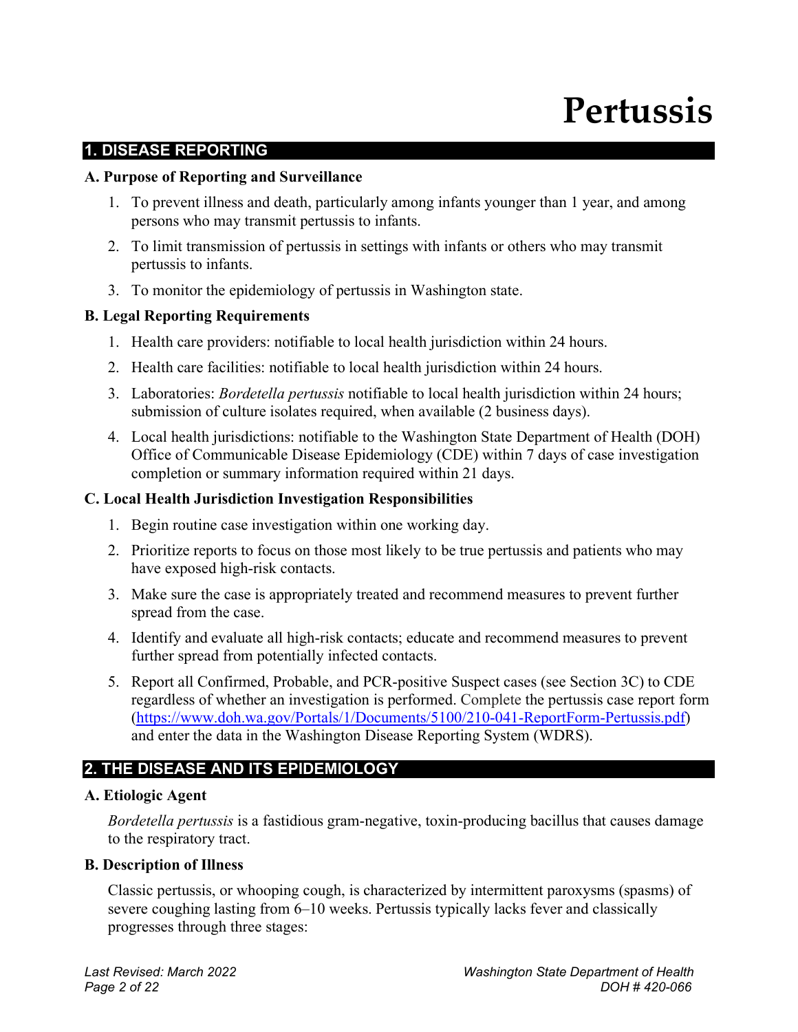# Pertussis

## 1. DISEASE REPORTING

### A. Purpose of Reporting and Surveillance

1. To prevent illness and death, particularly among infants younger than 1 year, and among persons who may transmit pertussis to infants.
2. To limit transmission of pertussis in settings with infants or others who may transmit pertussis to infants.
3. To monitor the epidemiology of pertussis in Washington state.

### B. Legal Reporting Requirements

1. Health care providers: notifiable to local health jurisdiction within 24 hours.
2. Health care facilities: notifiable to local health jurisdiction within 24 hours.
3. Laboratories: *Bordetella pertussis* notifiable to local health jurisdiction within 24 hours; submission of culture isolates required, when available (2 business days).
4. Local health jurisdictions: notifiable to the Washington State Department of Health (DOH) Office of Communicable Disease Epidemiology (CDE) within 7 days of case investigation completion or summary information required within 21 days.

### C. Local Health Jurisdiction Investigation Responsibilities

1. Begin routine case investigation within one working day.
2. Prioritize reports to focus on those most likely to be true pertussis and patients who may have exposed high-risk contacts.
3. Make sure the case is appropriately treated and recommend measures to prevent further spread from the case.
4. Identify and evaluate all high-risk contacts; educate and recommend measures to prevent further spread from potentially infected contacts.
5. Report all Confirmed, Probable, and PCR-positive Suspect cases (see Section 3C) to CDE regardless of whether an investigation is performed. Complete the pertussis case report form (https://www.doh.wa.gov/Portals/1/Documents/5100/210-041-ReportForm-Pertussis.pdf) and enter the data in the Washington Disease Reporting System (WDRS).

## 2. THE DISEASE AND ITS EPIDEMIOLOGY

### A. Etiologic Agent

*Bordetella pertussis* is a fastidious gram-negative, toxin-producing bacillus that causes damage to the respiratory tract.

### B. Description of Illness

Classic pertussis, or whooping cough, is characterized by intermittent paroxysms (spasms) of severe coughing lasting from 6–10 weeks. Pertussis typically lacks fever and classically progresses through three stages: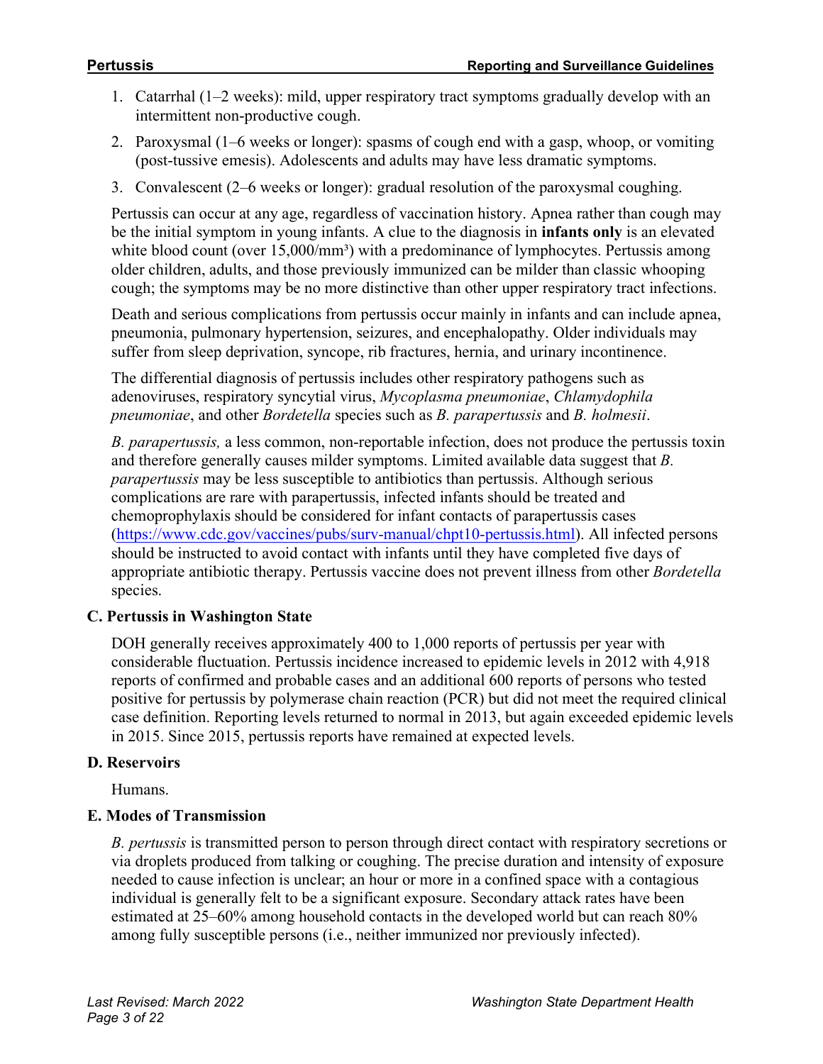1. Catarrhal (1–2 weeks): mild, upper respiratory tract symptoms gradually develop with an intermittent non-productive cough.
2. Paroxysmal (1–6 weeks or longer): spasms of cough end with a gasp, whoop, or vomiting (post-tussive emesis). Adolescents and adults may have less dramatic symptoms.
3. Convalescent (2–6 weeks or longer): gradual resolution of the paroxysmal coughing.

Pertussis can occur at any age, regardless of vaccination history. Apnea rather than cough may be the initial symptom in young infants. A clue to the diagnosis in **infants only** is an elevated white blood count (over 15,000/mm³) with a predominance of lymphocytes. Pertussis among older children, adults, and those previously immunized can be milder than classic whooping cough; the symptoms may be no more distinctive than other upper respiratory tract infections.

Death and serious complications from pertussis occur mainly in infants and can include apnea, pneumonia, pulmonary hypertension, seizures, and encephalopathy. Older individuals may suffer from sleep deprivation, syncope, rib fractures, hernia, and urinary incontinence.

The differential diagnosis of pertussis includes other respiratory pathogens such as adenoviruses, respiratory syncytial virus, *Mycoplasma pneumoniae*, *Chlamydophila pneumoniae*, and other *Bordetella* species such as *B. parapertussis* and *B. holmesii*.

*B. parapertussis,* a less common, non-reportable infection, does not produce the pertussis toxin and therefore generally causes milder symptoms. Limited available data suggest that *B. parapertussis* may be less susceptible to antibiotics than pertussis. Although serious complications are rare with parapertussis, infected infants should be treated and chemoprophylaxis should be considered for infant contacts of parapertussis cases (https://www.cdc.gov/vaccines/pubs/surv-manual/chpt10-pertussis.html). All infected persons should be instructed to avoid contact with infants until they have completed five days of appropriate antibiotic therapy. Pertussis vaccine does not prevent illness from other *Bordetella* species.

### C. Pertussis in Washington State

DOH generally receives approximately 400 to 1,000 reports of pertussis per year with considerable fluctuation. Pertussis incidence increased to epidemic levels in 2012 with 4,918 reports of confirmed and probable cases and an additional 600 reports of persons who tested positive for pertussis by polymerase chain reaction (PCR) but did not meet the required clinical case definition. Reporting levels returned to normal in 2013, but again exceeded epidemic levels in 2015. Since 2015, pertussis reports have remained at expected levels.

### D. Reservoirs

Humans.

### E. Modes of Transmission

*B. pertussis* is transmitted person to person through direct contact with respiratory secretions or via droplets produced from talking or coughing. The precise duration and intensity of exposure needed to cause infection is unclear; an hour or more in a confined space with a contagious individual is generally felt to be a significant exposure. Secondary attack rates have been estimated at 25–60% among household contacts in the developed world but can reach 80% among fully susceptible persons (i.e., neither immunized nor previously infected).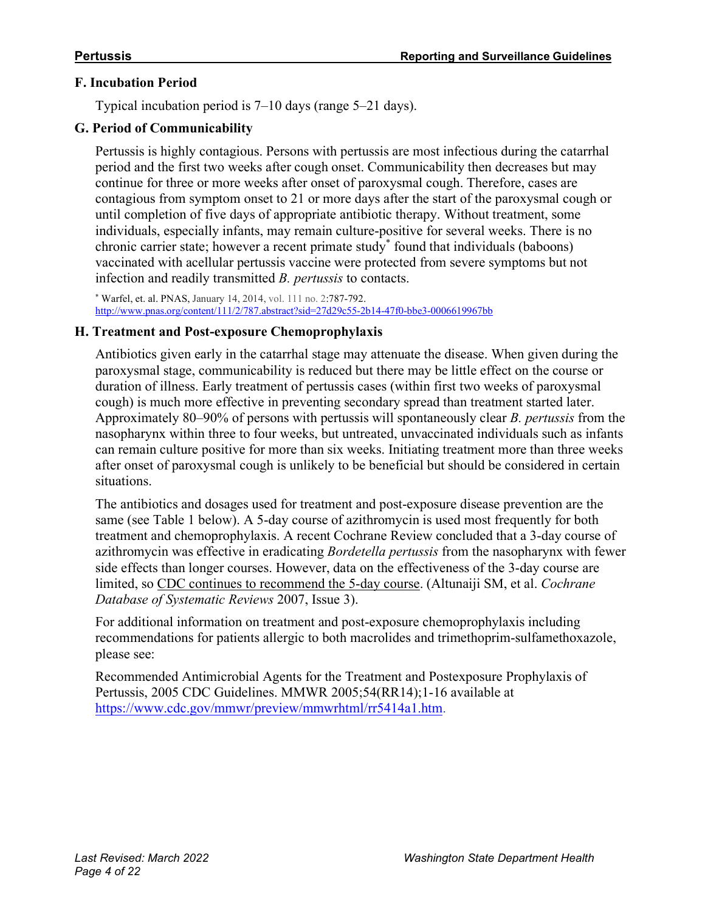### F. Incubation Period

Typical incubation period is 7–10 days (range 5–21 days).

### G. Period of Communicability

Pertussis is highly contagious. Persons with pertussis are most infectious during the catarrhal period and the first two weeks after cough onset. Communicability then decreases but may continue for three or more weeks after onset of paroxysmal cough. Therefore, cases are contagious from symptom onset to 21 or more days after the start of the paroxysmal cough or until completion of five days of appropriate antibiotic therapy. Without treatment, some individuals, especially infants, may remain culture-positive for several weeks. There is no chronic carrier state; however a recent primate study[*] found that individuals (baboons) vaccinated with acellular pertussis vaccine were protected from severe symptoms but not infection and readily transmitted *B. pertussis* to contacts.

[*] Warfel, et. al. PNAS, January 14, 2014, vol. 111 no. 2:787-792. http://www.pnas.org/content/111/2/787.abstract?sid=27d29c55-2b14-47f0-bbe3-0006619967bb

### H. Treatment and Post-exposure Chemoprophylaxis

Antibiotics given early in the catarrhal stage may attenuate the disease. When given during the paroxysmal stage, communicability is reduced but there may be little effect on the course or duration of illness. Early treatment of pertussis cases (within first two weeks of paroxysmal cough) is much more effective in preventing secondary spread than treatment started later. Approximately 80–90% of persons with pertussis will spontaneously clear *B. pertussis* from the nasopharynx within three to four weeks, but untreated, unvaccinated individuals such as infants can remain culture positive for more than six weeks. Initiating treatment more than three weeks after onset of paroxysmal cough is unlikely to be beneficial but should be considered in certain situations.

The antibiotics and dosages used for treatment and post-exposure disease prevention are the same (see Table 1 below). A 5-day course of azithromycin is used most frequently for both treatment and chemoprophylaxis. A recent Cochrane Review concluded that a 3-day course of azithromycin was effective in eradicating *Bordetella pertussis* from the nasopharynx with fewer side effects than longer courses. However, data on the effectiveness of the 3-day course are limited, so CDC continues to recommend the 5-day course. (Altunaiji SM, et al. *Cochrane Database of Systematic Reviews* 2007, Issue 3).

For additional information on treatment and post-exposure chemoprophylaxis including recommendations for patients allergic to both macrolides and trimethoprim-sulfamethoxazole, please see:

Recommended Antimicrobial Agents for the Treatment and Postexposure Prophylaxis of Pertussis, 2005 CDC Guidelines. MMWR 2005;54(RR14);1-16 available at https://www.cdc.gov/mmwr/preview/mmwrhtml/rr5414a1.htm.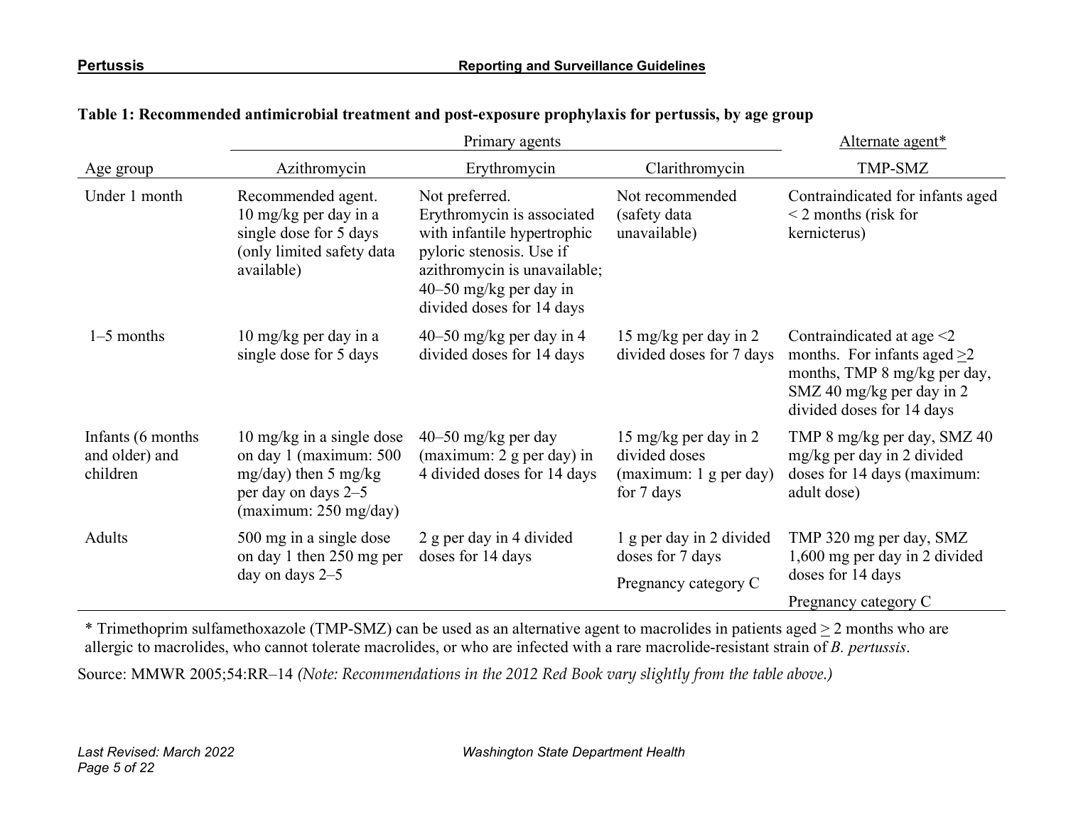**Table 1: Recommended antimicrobial treatment and post-exposure prophylaxis for pertussis, by age group**

| | Primary agents | | | Alternate agent* |
|---|---|---|---|---|
| Age group | Azithromycin | Erythromycin | Clarithromycin | TMP-SMZ |
| Under 1 month | Recommended agent. 10 mg/kg per day in a single dose for 5 days (only limited safety data available) | Not preferred. Erythromycin is associated with infantile hypertrophic pyloric stenosis. Use if azithromycin is unavailable; 40–50 mg/kg per day in divided doses for 14 days | Not recommended (safety data unavailable) | Contraindicated for infants aged < 2 months (risk for kernicterus) |
| 1–5 months | 10 mg/kg per day in a single dose for 5 days | 40–50 mg/kg per day in 4 divided doses for 14 days | 15 mg/kg per day in 2 divided doses for 7 days | Contraindicated at age <2 months. For infants aged ≥2 months, TMP 8 mg/kg per day, SMZ 40 mg/kg per day in 2 divided doses for 14 days |
| Infants (6 months and older) and children | 10 mg/kg in a single dose on day 1 (maximum: 500 mg/day) then 5 mg/kg per day on days 2–5 (maximum: 250 mg/day) | 40–50 mg/kg per day (maximum: 2 g per day) in 4 divided doses for 14 days | 15 mg/kg per day in 2 divided doses (maximum: 1 g per day) for 7 days | TMP 8 mg/kg per day, SMZ 40 mg/kg per day in 2 divided doses for 14 days (maximum: adult dose) |
| Adults | 500 mg in a single dose on day 1 then 250 mg per day on days 2–5 | 2 g per day in 4 divided doses for 14 days | 1 g per day in 2 divided doses for 7 days<br>Pregnancy category C | TMP 320 mg per day, SMZ 1,600 mg per day in 2 divided doses for 14 days<br>Pregnancy category C |

* Trimethoprim sulfamethoxazole (TMP-SMZ) can be used as an alternative agent to macrolides in patients aged ≥ 2 months who are allergic to macrolides, who cannot tolerate macrolides, or who are infected with a rare macrolide-resistant strain of *B. pertussis*.

Source: MMWR 2005;54:RR–14 *(Note: Recommendations in the 2012 Red Book vary slightly from the table above.)*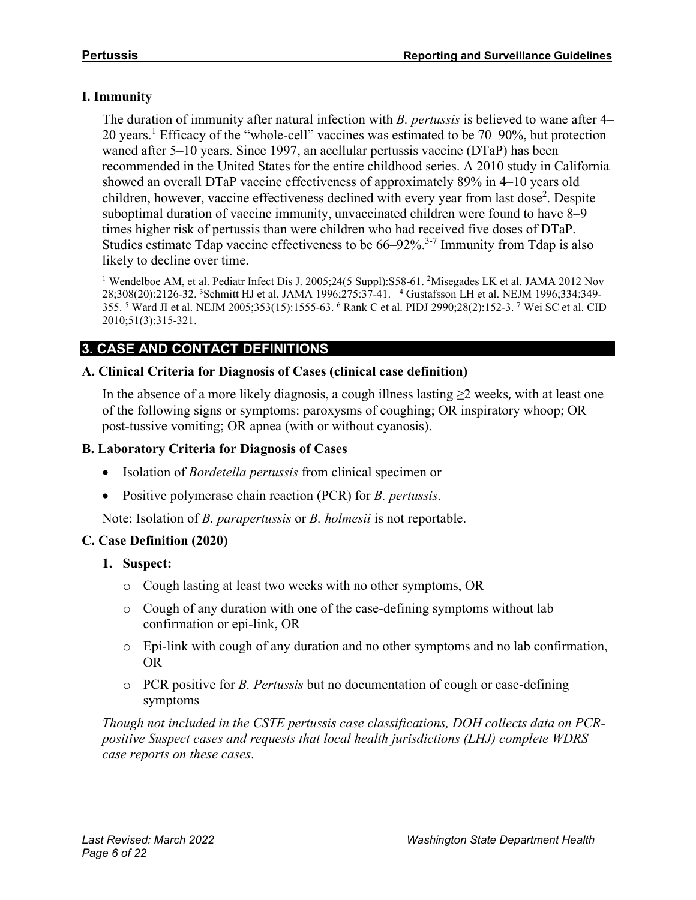### I. Immunity

The duration of immunity after natural infection with *B. pertussis* is believed to wane after 4–20 years.[1] Efficacy of the "whole-cell" vaccines was estimated to be 70–90%, but protection waned after 5–10 years. Since 1997, an acellular pertussis vaccine (DTaP) has been recommended in the United States for the entire childhood series. A 2010 study in California showed an overall DTaP vaccine effectiveness of approximately 89% in 4–10 years old children, however, vaccine effectiveness declined with every year from last dose[2]. Despite suboptimal duration of vaccine immunity, unvaccinated children were found to have 8–9 times higher risk of pertussis than were children who had received five doses of DTaP. Studies estimate Tdap vaccine effectiveness to be 66–92%.[3-7] Immunity from Tdap is also likely to decline over time.

[1] Wendelboe AM, et al. Pediatr Infect Dis J. 2005;24(5 Suppl):S58-61. [2]Misegades LK et al. JAMA 2012 Nov 28;308(20):2126-32. [3]Schmitt HJ et al. JAMA 1996;275:37-41. [4] Gustafsson LH et al. NEJM 1996;334:349-355. [5] Ward JI et al. NEJM 2005;353(15):1555-63. [6] Rank C et al. PIDJ 2990;28(2):152-3. [7] Wei SC et al. CID 2010;51(3):315-321.

## 3. CASE AND CONTACT DEFINITIONS

### A. Clinical Criteria for Diagnosis of Cases (clinical case definition)

In the absence of a more likely diagnosis, a cough illness lasting ≥2 weeks, with at least one of the following signs or symptoms: paroxysms of coughing; OR inspiratory whoop; OR post-tussive vomiting; OR apnea (with or without cyanosis).

### B. Laboratory Criteria for Diagnosis of Cases

- Isolation of *Bordetella pertussis* from clinical specimen or
- Positive polymerase chain reaction (PCR) for *B. pertussis*.

Note: Isolation of *B. parapertussis* or *B. holmesii* is not reportable.

### C. Case Definition (2020)

1. **Suspect:**
   - Cough lasting at least two weeks with no other symptoms, OR
   - Cough of any duration with one of the case-defining symptoms without lab confirmation or epi-link, OR
   - Epi-link with cough of any duration and no other symptoms and no lab confirmation, OR
   - PCR positive for *B. Pertussis* but no documentation of cough or case-defining symptoms

*Though not included in the CSTE pertussis case classifications, DOH collects data on PCR-positive Suspect cases and requests that local health jurisdictions (LHJ) complete WDRS case reports on these cases*.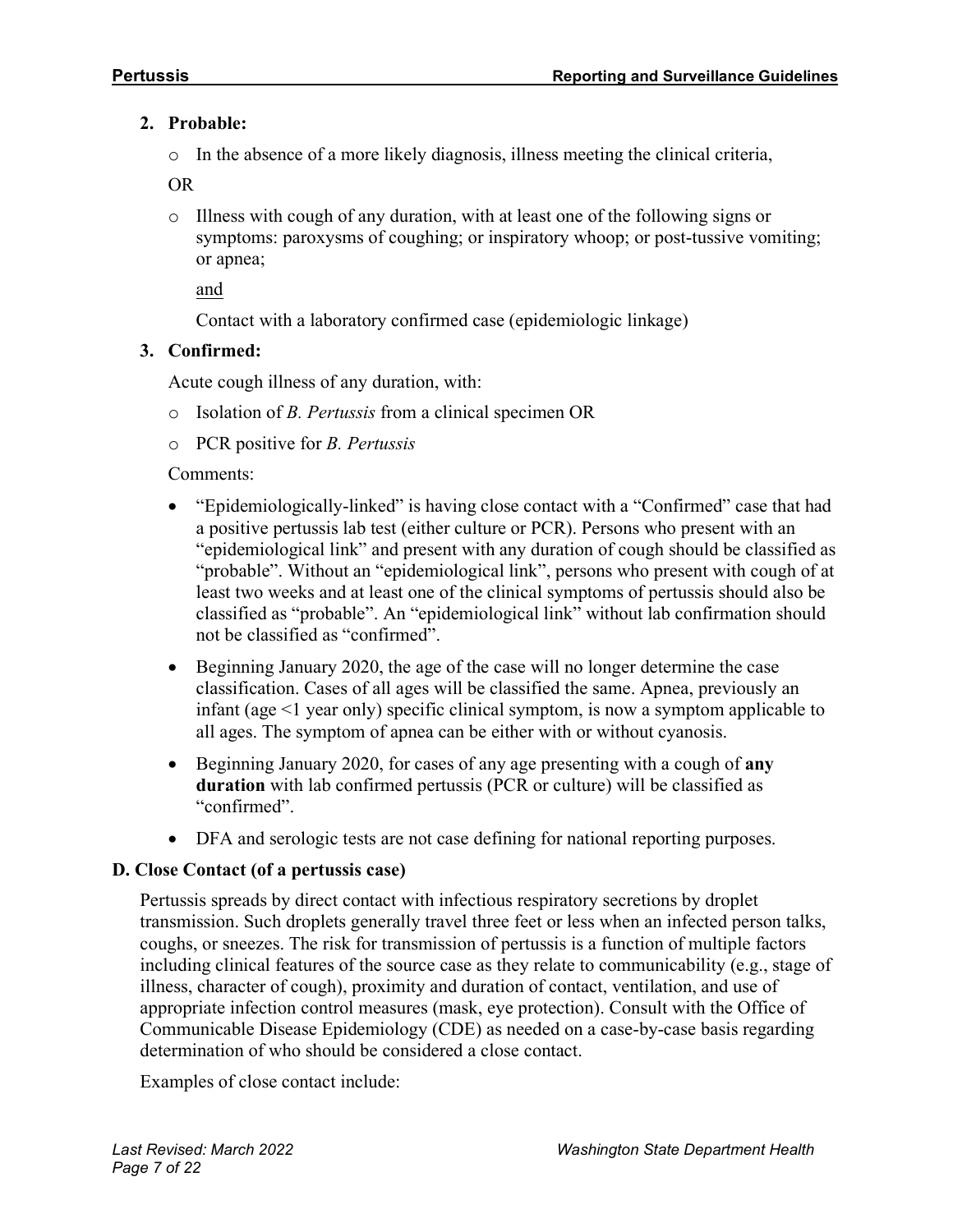2. **Probable:**

   - In the absence of a more likely diagnosis, illness meeting the clinical criteria,

   OR

   - Illness with cough of any duration, with at least one of the following signs or symptoms: paroxysms of coughing; or inspiratory whoop; or post-tussive vomiting; or apnea;

     <u>and</u>

     Contact with a laboratory confirmed case (epidemiologic linkage)

3. **Confirmed:**

   Acute cough illness of any duration, with:

   - Isolation of *B. Pertussis* from a clinical specimen OR
   - PCR positive for *B. Pertussis*

   Comments:

   - "Epidemiologically-linked" is having close contact with a "Confirmed" case that had a positive pertussis lab test (either culture or PCR). Persons who present with an "epidemiological link" and present with any duration of cough should be classified as "probable". Without an "epidemiological link", persons who present with cough of at least two weeks and at least one of the clinical symptoms of pertussis should also be classified as "probable". An "epidemiological link" without lab confirmation should not be classified as "confirmed".
   - Beginning January 2020, the age of the case will no longer determine the case classification. Cases of all ages will be classified the same. Apnea, previously an infant (age <1 year only) specific clinical symptom, is now a symptom applicable to all ages. The symptom of apnea can be either with or without cyanosis.
   - Beginning January 2020, for cases of any age presenting with a cough of **any duration** with lab confirmed pertussis (PCR or culture) will be classified as "confirmed".
   - DFA and serologic tests are not case defining for national reporting purposes.

### D. Close Contact (of a pertussis case)

Pertussis spreads by direct contact with infectious respiratory secretions by droplet transmission. Such droplets generally travel three feet or less when an infected person talks, coughs, or sneezes. The risk for transmission of pertussis is a function of multiple factors including clinical features of the source case as they relate to communicability (e.g., stage of illness, character of cough), proximity and duration of contact, ventilation, and use of appropriate infection control measures (mask, eye protection). Consult with the Office of Communicable Disease Epidemiology (CDE) as needed on a case-by-case basis regarding determination of who should be considered a close contact.

Examples of close contact include: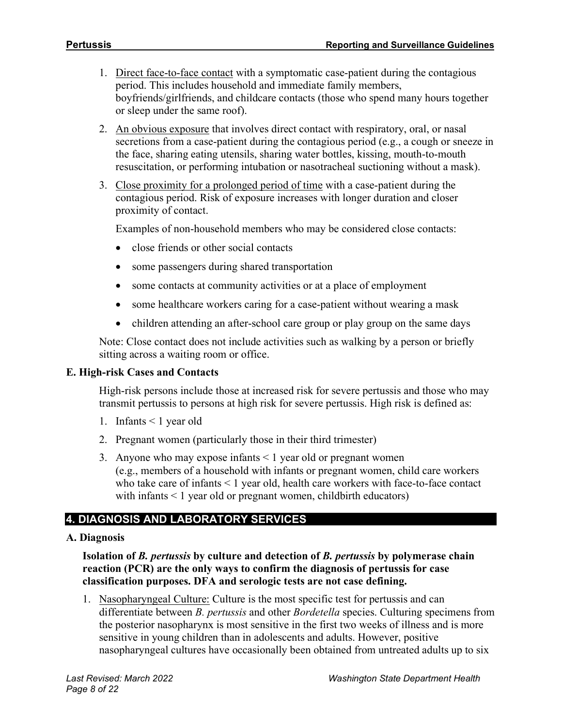1. Direct face-to-face contact with a symptomatic case-patient during the contagious period. This includes household and immediate family members, boyfriends/girlfriends, and childcare contacts (those who spend many hours together or sleep under the same roof).

2. An obvious exposure that involves direct contact with respiratory, oral, or nasal secretions from a case-patient during the contagious period (e.g., a cough or sneeze in the face, sharing eating utensils, sharing water bottles, kissing, mouth-to-mouth resuscitation, or performing intubation or nasotracheal suctioning without a mask).

3. Close proximity for a prolonged period of time with a case-patient during the contagious period. Risk of exposure increases with longer duration and closer proximity of contact.

   Examples of non-household members who may be considered close contacts:

   - close friends or other social contacts
   - some passengers during shared transportation
   - some contacts at community activities or at a place of employment
   - some healthcare workers caring for a case-patient without wearing a mask
   - children attending an after-school care group or play group on the same days

   Note: Close contact does not include activities such as walking by a person or briefly sitting across a waiting room or office.

### E. High-risk Cases and Contacts

High-risk persons include those at increased risk for severe pertussis and those who may transmit pertussis to persons at high risk for severe pertussis. High risk is defined as:

1. Infants < 1 year old
2. Pregnant women (particularly those in their third trimester)
3. Anyone who may expose infants < 1 year old or pregnant women (e.g., members of a household with infants or pregnant women, child care workers who take care of infants < 1 year old, health care workers with face-to-face contact with infants < 1 year old or pregnant women, childbirth educators)

## 4. DIAGNOSIS AND LABORATORY SERVICES

### A. Diagnosis

**Isolation of *B. pertussis* by culture and detection of *B. pertussis* by polymerase chain reaction (PCR) are the only ways to confirm the diagnosis of pertussis for case classification purposes. DFA and serologic tests are not case defining.**

1. Nasopharyngeal Culture: Culture is the most specific test for pertussis and can differentiate between *B. pertussis* and other *Bordetella* species. Culturing specimens from the posterior nasopharynx is most sensitive in the first two weeks of illness and is more sensitive in young children than in adolescents and adults. However, positive nasopharyngeal cultures have occasionally been obtained from untreated adults up to six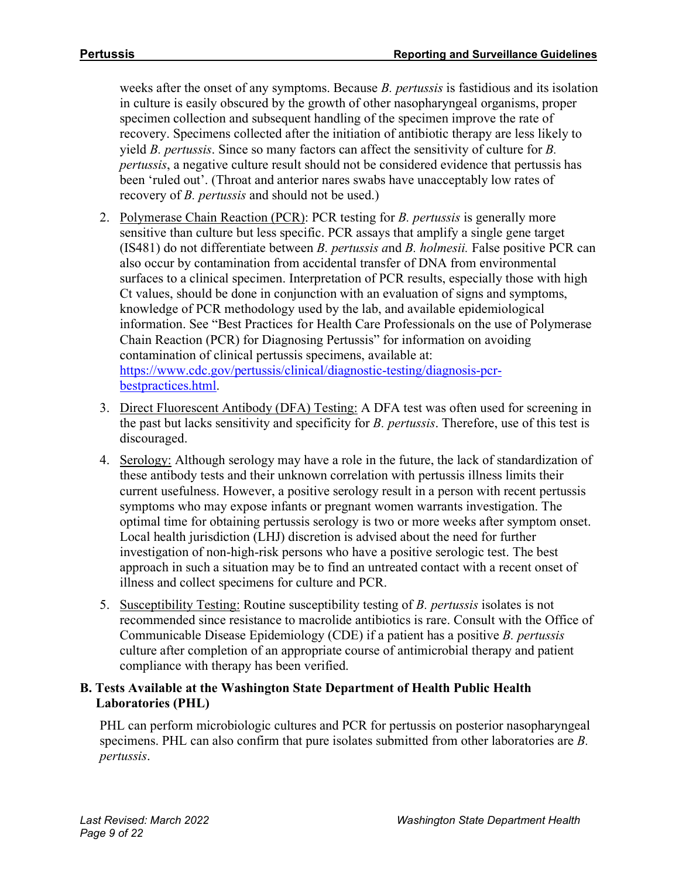weeks after the onset of any symptoms. Because *B. pertussis* is fastidious and its isolation in culture is easily obscured by the growth of other nasopharyngeal organisms, proper specimen collection and subsequent handling of the specimen improve the rate of recovery. Specimens collected after the initiation of antibiotic therapy are less likely to yield *B. pertussis*. Since so many factors can affect the sensitivity of culture for *B. pertussis*, a negative culture result should not be considered evidence that pertussis has been 'ruled out'. (Throat and anterior nares swabs have unacceptably low rates of recovery of *B. pertussis* and should not be used.)

2. Polymerase Chain Reaction (PCR): PCR testing for *B. pertussis* is generally more sensitive than culture but less specific. PCR assays that amplify a single gene target (IS481) do not differentiate between *B. pertussis a*nd *B. holmesii.* False positive PCR can also occur by contamination from accidental transfer of DNA from environmental surfaces to a clinical specimen. Interpretation of PCR results, especially those with high Ct values, should be done in conjunction with an evaluation of signs and symptoms, knowledge of PCR methodology used by the lab, and available epidemiological information. See "Best Practices for Health Care Professionals on the use of Polymerase Chain Reaction (PCR) for Diagnosing Pertussis" for information on avoiding contamination of clinical pertussis specimens, available at: [https://www.cdc.gov/pertussis/clinical/diagnostic-testing/diagnosis-pcr-bestpractices.html](https://www.cdc.gov/pertussis/clinical/diagnostic-testing/diagnosis-pcr-bestpractices.html).

3. Direct Fluorescent Antibody (DFA) Testing: A DFA test was often used for screening in the past but lacks sensitivity and specificity for *B. pertussis*. Therefore, use of this test is discouraged.

4. Serology: Although serology may have a role in the future, the lack of standardization of these antibody tests and their unknown correlation with pertussis illness limits their current usefulness. However, a positive serology result in a person with recent pertussis symptoms who may expose infants or pregnant women warrants investigation. The optimal time for obtaining pertussis serology is two or more weeks after symptom onset. Local health jurisdiction (LHJ) discretion is advised about the need for further investigation of non-high-risk persons who have a positive serologic test. The best approach in such a situation may be to find an untreated contact with a recent onset of illness and collect specimens for culture and PCR.

5. Susceptibility Testing: Routine susceptibility testing of *B. pertussis* isolates is not recommended since resistance to macrolide antibiotics is rare. Consult with the Office of Communicable Disease Epidemiology (CDE) if a patient has a positive *B. pertussis* culture after completion of an appropriate course of antimicrobial therapy and patient compliance with therapy has been verified.

### B. Tests Available at the Washington State Department of Health Public Health Laboratories (PHL)

PHL can perform microbiologic cultures and PCR for pertussis on posterior nasopharyngeal specimens. PHL can also confirm that pure isolates submitted from other laboratories are *B. pertussis*.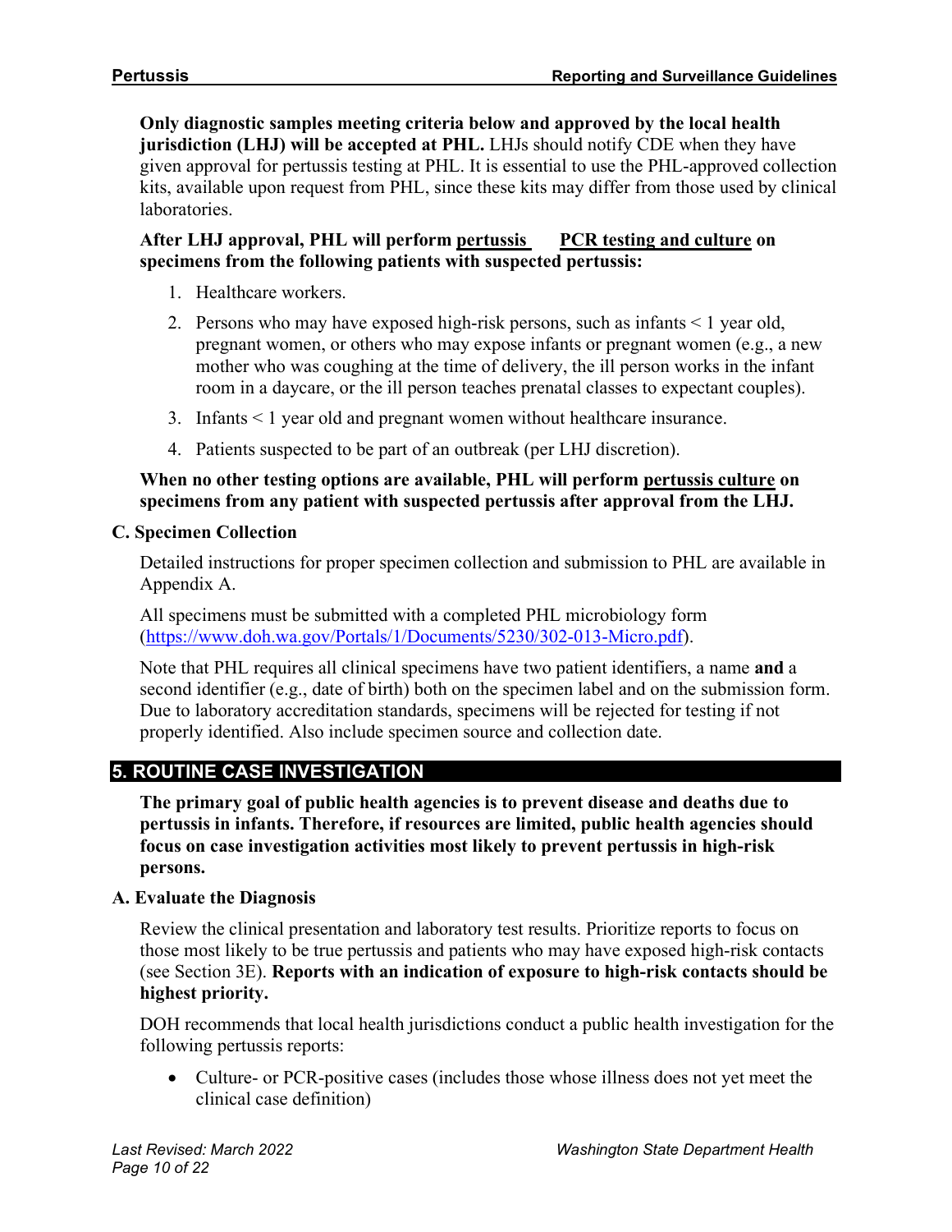**Only diagnostic samples meeting criteria below and approved by the local health jurisdiction (LHJ) will be accepted at PHL.** LHJs should notify CDE when they have given approval for pertussis testing at PHL. It is essential to use the PHL-approved collection kits, available upon request from PHL, since these kits may differ from those used by clinical laboratories.

**After LHJ approval, PHL will perform pertussis PCR testing and culture on specimens from the following patients with suspected pertussis:**

1. Healthcare workers.
2. Persons who may have exposed high-risk persons, such as infants < 1 year old, pregnant women, or others who may expose infants or pregnant women (e.g., a new mother who was coughing at the time of delivery, the ill person works in the infant room in a daycare, or the ill person teaches prenatal classes to expectant couples).
3. Infants < 1 year old and pregnant women without healthcare insurance.
4. Patients suspected to be part of an outbreak (per LHJ discretion).

**When no other testing options are available, PHL will perform pertussis culture on specimens from any patient with suspected pertussis after approval from the LHJ.**

### C. Specimen Collection

Detailed instructions for proper specimen collection and submission to PHL are available in Appendix A.

All specimens must be submitted with a completed PHL microbiology form (https://www.doh.wa.gov/Portals/1/Documents/5230/302-013-Micro.pdf).

Note that PHL requires all clinical specimens have two patient identifiers, a name **and** a second identifier (e.g., date of birth) both on the specimen label and on the submission form. Due to laboratory accreditation standards, specimens will be rejected for testing if not properly identified. Also include specimen source and collection date.

## 5. ROUTINE CASE INVESTIGATION

**The primary goal of public health agencies is to prevent disease and deaths due to pertussis in infants. Therefore, if resources are limited, public health agencies should focus on case investigation activities most likely to prevent pertussis in high-risk persons.**

### A. Evaluate the Diagnosis

Review the clinical presentation and laboratory test results. Prioritize reports to focus on those most likely to be true pertussis and patients who may have exposed high-risk contacts (see Section 3E). **Reports with an indication of exposure to high-risk contacts should be highest priority.**

DOH recommends that local health jurisdictions conduct a public health investigation for the following pertussis reports:

- Culture- or PCR-positive cases (includes those whose illness does not yet meet the clinical case definition)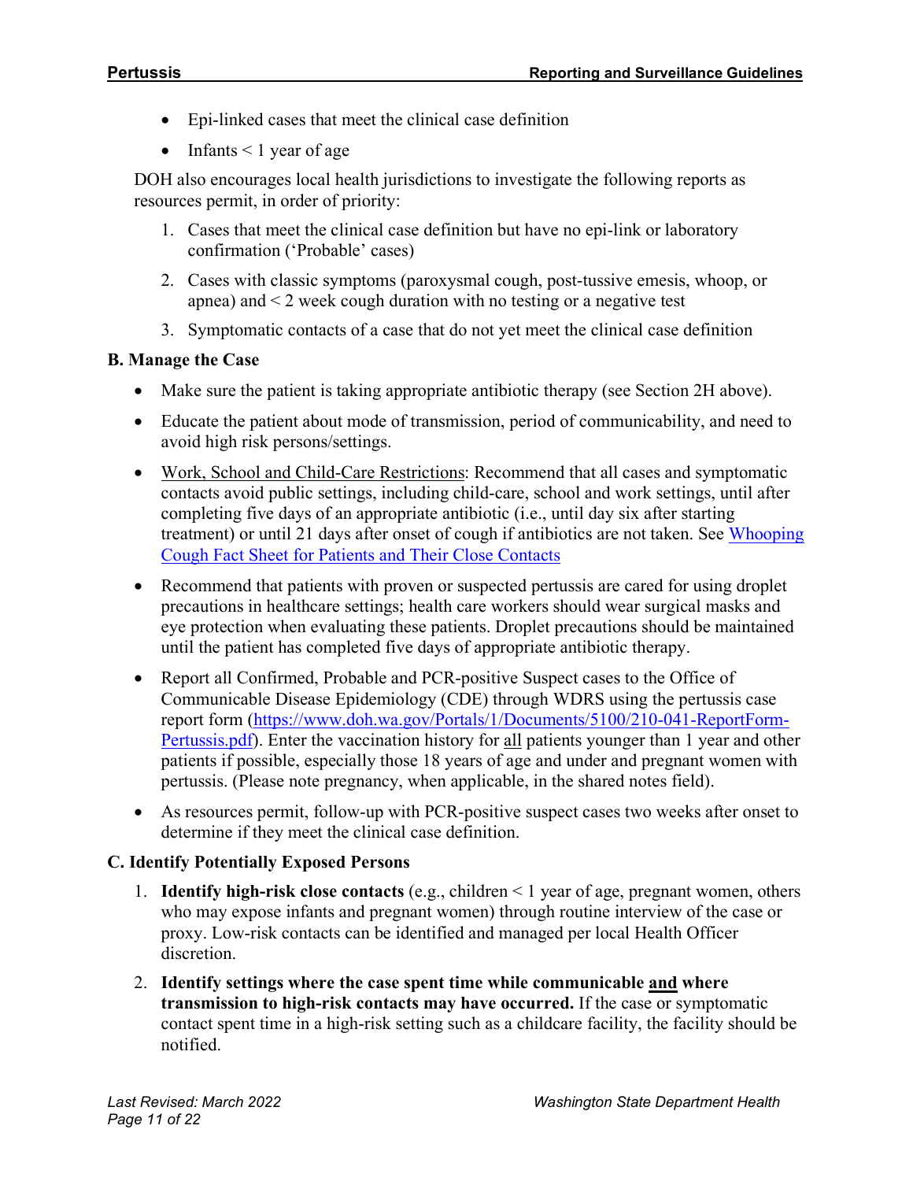- Epi-linked cases that meet the clinical case definition
- Infants < 1 year of age

DOH also encourages local health jurisdictions to investigate the following reports as resources permit, in order of priority:

1. Cases that meet the clinical case definition but have no epi-link or laboratory confirmation ('Probable' cases)
2. Cases with classic symptoms (paroxysmal cough, post-tussive emesis, whoop, or apnea) and < 2 week cough duration with no testing or a negative test
3. Symptomatic contacts of a case that do not yet meet the clinical case definition

**B. Manage the Case**

- Make sure the patient is taking appropriate antibiotic therapy (see Section 2H above).
- Educate the patient about mode of transmission, period of communicability, and need to avoid high risk persons/settings.
- Work, School and Child-Care Restrictions: Recommend that all cases and symptomatic contacts avoid public settings, including child-care, school and work settings, until after completing five days of an appropriate antibiotic (i.e., until day six after starting treatment) or until 21 days after onset of cough if antibiotics are not taken. See [Whooping Cough Fact Sheet for Patients and Their Close Contacts]
- Recommend that patients with proven or suspected pertussis are cared for using droplet precautions in healthcare settings; health care workers should wear surgical masks and eye protection when evaluating these patients. Droplet precautions should be maintained until the patient has completed five days of appropriate antibiotic therapy.
- Report all Confirmed, Probable and PCR-positive Suspect cases to the Office of Communicable Disease Epidemiology (CDE) through WDRS using the pertussis case report form (https://www.doh.wa.gov/Portals/1/Documents/5100/210-041-ReportForm-Pertussis.pdf). Enter the vaccination history for all patients younger than 1 year and other patients if possible, especially those 18 years of age and under and pregnant women with pertussis. (Please note pregnancy, when applicable, in the shared notes field).
- As resources permit, follow-up with PCR-positive suspect cases two weeks after onset to determine if they meet the clinical case definition.

**C. Identify Potentially Exposed Persons**

1. **Identify high-risk close contacts** (e.g., children < 1 year of age, pregnant women, others who may expose infants and pregnant women) through routine interview of the case or proxy. Low-risk contacts can be identified and managed per local Health Officer discretion.
2. **Identify settings where the case spent time while communicable and where transmission to high-risk contacts may have occurred.** If the case or symptomatic contact spent time in a high-risk setting such as a childcare facility, the facility should be notified.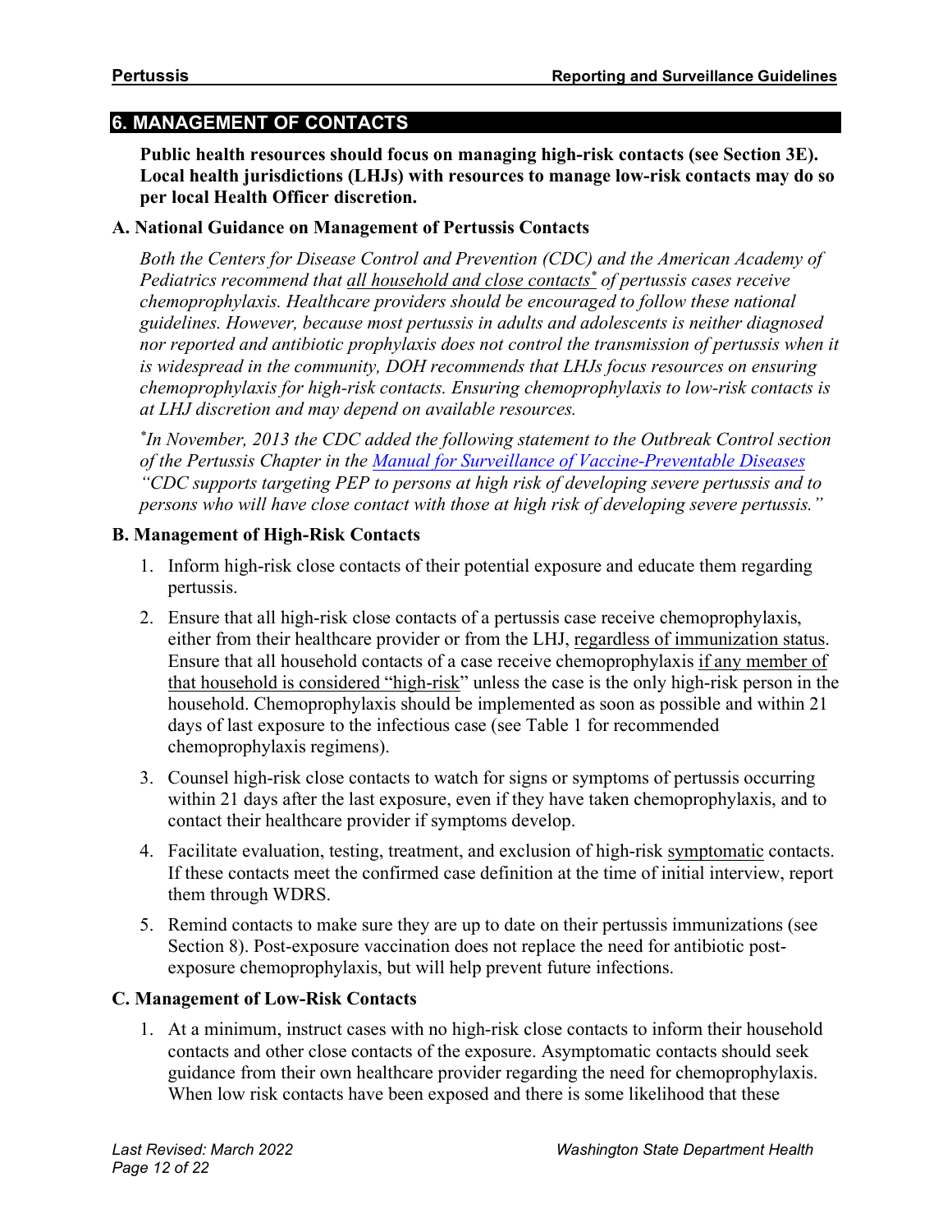## 6. MANAGEMENT OF CONTACTS

**Public health resources should focus on managing high-risk contacts (see Section 3E). Local health jurisdictions (LHJs) with resources to manage low-risk contacts may do so per local Health Officer discretion.**

### A. National Guidance on Management of Pertussis Contacts

*Both the Centers for Disease Control and Prevention (CDC) and the American Academy of Pediatrics recommend that all household and close contacts\* of pertussis cases receive chemoprophylaxis. Healthcare providers should be encouraged to follow these national guidelines. However, because most pertussis in adults and adolescents is neither diagnosed nor reported and antibiotic prophylaxis does not control the transmission of pertussis when it is widespread in the community, DOH recommends that LHJs focus resources on ensuring chemoprophylaxis for high-risk contacts. Ensuring chemoprophylaxis to low-risk contacts is at LHJ discretion and may depend on available resources.*

*\*In November, 2013 the CDC added the following statement to the Outbreak Control section of the Pertussis Chapter in the [Manual for Surveillance of Vaccine-Preventable Diseases](#) "CDC supports targeting PEP to persons at high risk of developing severe pertussis and to persons who will have close contact with those at high risk of developing severe pertussis."*

### B. Management of High-Risk Contacts

1. Inform high-risk close contacts of their potential exposure and educate them regarding pertussis.
2. Ensure that all high-risk close contacts of a pertussis case receive chemoprophylaxis, either from their healthcare provider or from the LHJ, regardless of immunization status. Ensure that all household contacts of a case receive chemoprophylaxis if any member of that household is considered "high-risk" unless the case is the only high-risk person in the household. Chemoprophylaxis should be implemented as soon as possible and within 21 days of last exposure to the infectious case (see Table 1 for recommended chemoprophylaxis regimens).
3. Counsel high-risk close contacts to watch for signs or symptoms of pertussis occurring within 21 days after the last exposure, even if they have taken chemoprophylaxis, and to contact their healthcare provider if symptoms develop.
4. Facilitate evaluation, testing, treatment, and exclusion of high-risk symptomatic contacts. If these contacts meet the confirmed case definition at the time of initial interview, report them through WDRS.
5. Remind contacts to make sure they are up to date on their pertussis immunizations (see Section 8). Post-exposure vaccination does not replace the need for antibiotic post-exposure chemoprophylaxis, but will help prevent future infections.

### C. Management of Low-Risk Contacts

1. At a minimum, instruct cases with no high-risk close contacts to inform their household contacts and other close contacts of the exposure. Asymptomatic contacts should seek guidance from their own healthcare provider regarding the need for chemoprophylaxis. When low risk contacts have been exposed and there is some likelihood that these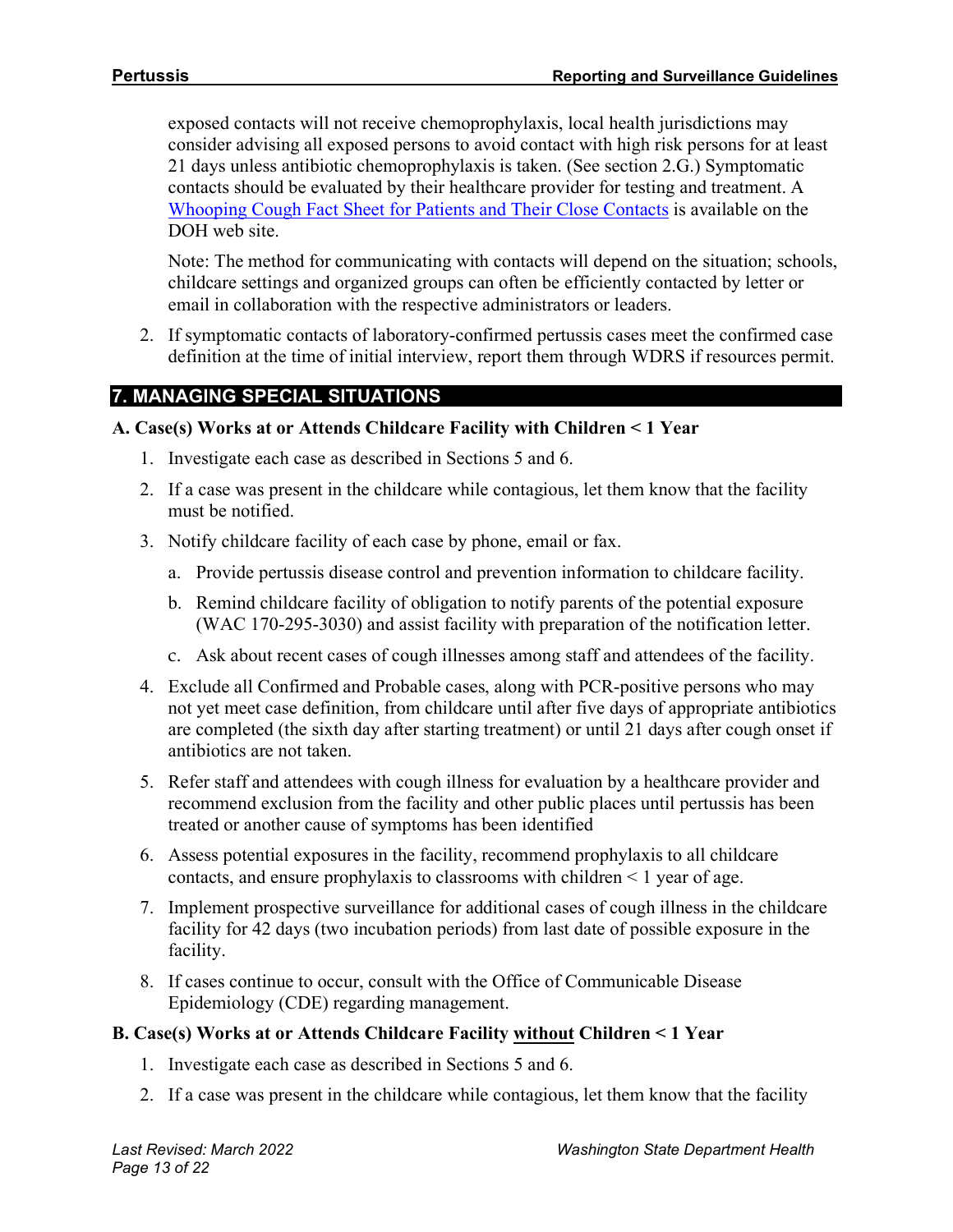exposed contacts will not receive chemoprophylaxis, local health jurisdictions may consider advising all exposed persons to avoid contact with high risk persons for at least 21 days unless antibiotic chemoprophylaxis is taken. (See section 2.G.) Symptomatic contacts should be evaluated by their healthcare provider for testing and treatment. A [Whooping Cough Fact Sheet for Patients and Their Close Contacts] is available on the DOH web site.

Note: The method for communicating with contacts will depend on the situation; schools, childcare settings and organized groups can often be efficiently contacted by letter or email in collaboration with the respective administrators or leaders.

2. If symptomatic contacts of laboratory-confirmed pertussis cases meet the confirmed case definition at the time of initial interview, report them through WDRS if resources permit.

## 7. MANAGING SPECIAL SITUATIONS

### A. Case(s) Works at or Attends Childcare Facility with Children < 1 Year

1. Investigate each case as described in Sections 5 and 6.
2. If a case was present in the childcare while contagious, let them know that the facility must be notified.
3. Notify childcare facility of each case by phone, email or fax.
   a. Provide pertussis disease control and prevention information to childcare facility.
   b. Remind childcare facility of obligation to notify parents of the potential exposure (WAC 170-295-3030) and assist facility with preparation of the notification letter.
   c. Ask about recent cases of cough illnesses among staff and attendees of the facility.
4. Exclude all Confirmed and Probable cases, along with PCR-positive persons who may not yet meet case definition, from childcare until after five days of appropriate antibiotics are completed (the sixth day after starting treatment) or until 21 days after cough onset if antibiotics are not taken.
5. Refer staff and attendees with cough illness for evaluation by a healthcare provider and recommend exclusion from the facility and other public places until pertussis has been treated or another cause of symptoms has been identified
6. Assess potential exposures in the facility, recommend prophylaxis to all childcare contacts, and ensure prophylaxis to classrooms with children < 1 year of age.
7. Implement prospective surveillance for additional cases of cough illness in the childcare facility for 42 days (two incubation periods) from last date of possible exposure in the facility.
8. If cases continue to occur, consult with the Office of Communicable Disease Epidemiology (CDE) regarding management.

### B. Case(s) Works at or Attends Childcare Facility <u>without</u> Children < 1 Year

1. Investigate each case as described in Sections 5 and 6.
2. If a case was present in the childcare while contagious, let them know that the facility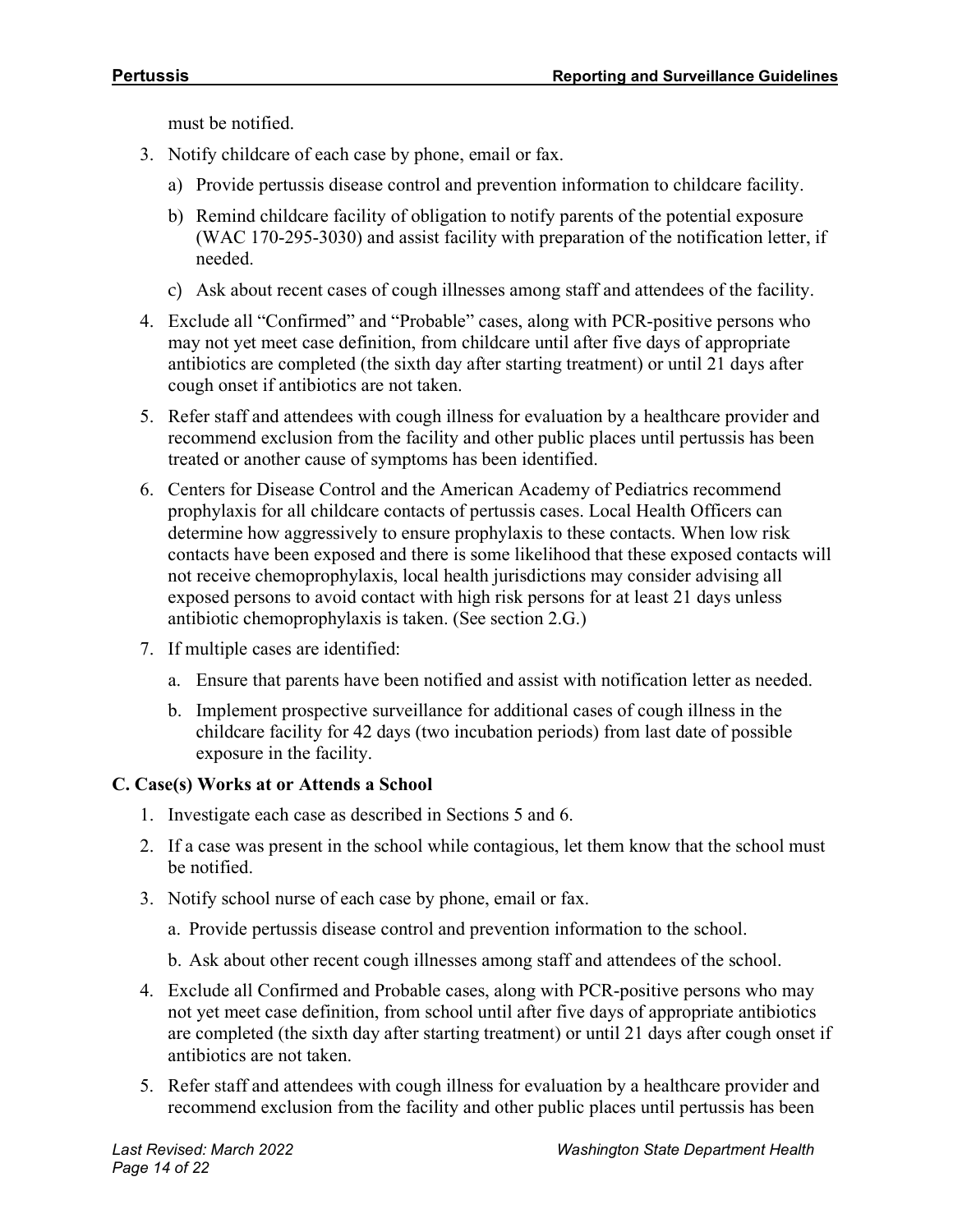must be notified.

3. Notify childcare of each case by phone, email or fax.
   a) Provide pertussis disease control and prevention information to childcare facility.
   b) Remind childcare facility of obligation to notify parents of the potential exposure (WAC 170-295-3030) and assist facility with preparation of the notification letter, if needed.
   c) Ask about recent cases of cough illnesses among staff and attendees of the facility.
4. Exclude all "Confirmed" and "Probable" cases, along with PCR-positive persons who may not yet meet case definition, from childcare until after five days of appropriate antibiotics are completed (the sixth day after starting treatment) or until 21 days after cough onset if antibiotics are not taken.
5. Refer staff and attendees with cough illness for evaluation by a healthcare provider and recommend exclusion from the facility and other public places until pertussis has been treated or another cause of symptoms has been identified.
6. Centers for Disease Control and the American Academy of Pediatrics recommend prophylaxis for all childcare contacts of pertussis cases. Local Health Officers can determine how aggressively to ensure prophylaxis to these contacts. When low risk contacts have been exposed and there is some likelihood that these exposed contacts will not receive chemoprophylaxis, local health jurisdictions may consider advising all exposed persons to avoid contact with high risk persons for at least 21 days unless antibiotic chemoprophylaxis is taken. (See section 2.G.)
7. If multiple cases are identified:
   a. Ensure that parents have been notified and assist with notification letter as needed.
   b. Implement prospective surveillance for additional cases of cough illness in the childcare facility for 42 days (two incubation periods) from last date of possible exposure in the facility.

### C. Case(s) Works at or Attends a School

1. Investigate each case as described in Sections 5 and 6.
2. If a case was present in the school while contagious, let them know that the school must be notified.
3. Notify school nurse of each case by phone, email or fax.
   a. Provide pertussis disease control and prevention information to the school.
   b. Ask about other recent cough illnesses among staff and attendees of the school.
4. Exclude all Confirmed and Probable cases, along with PCR-positive persons who may not yet meet case definition, from school until after five days of appropriate antibiotics are completed (the sixth day after starting treatment) or until 21 days after cough onset if antibiotics are not taken.
5. Refer staff and attendees with cough illness for evaluation by a healthcare provider and recommend exclusion from the facility and other public places until pertussis has been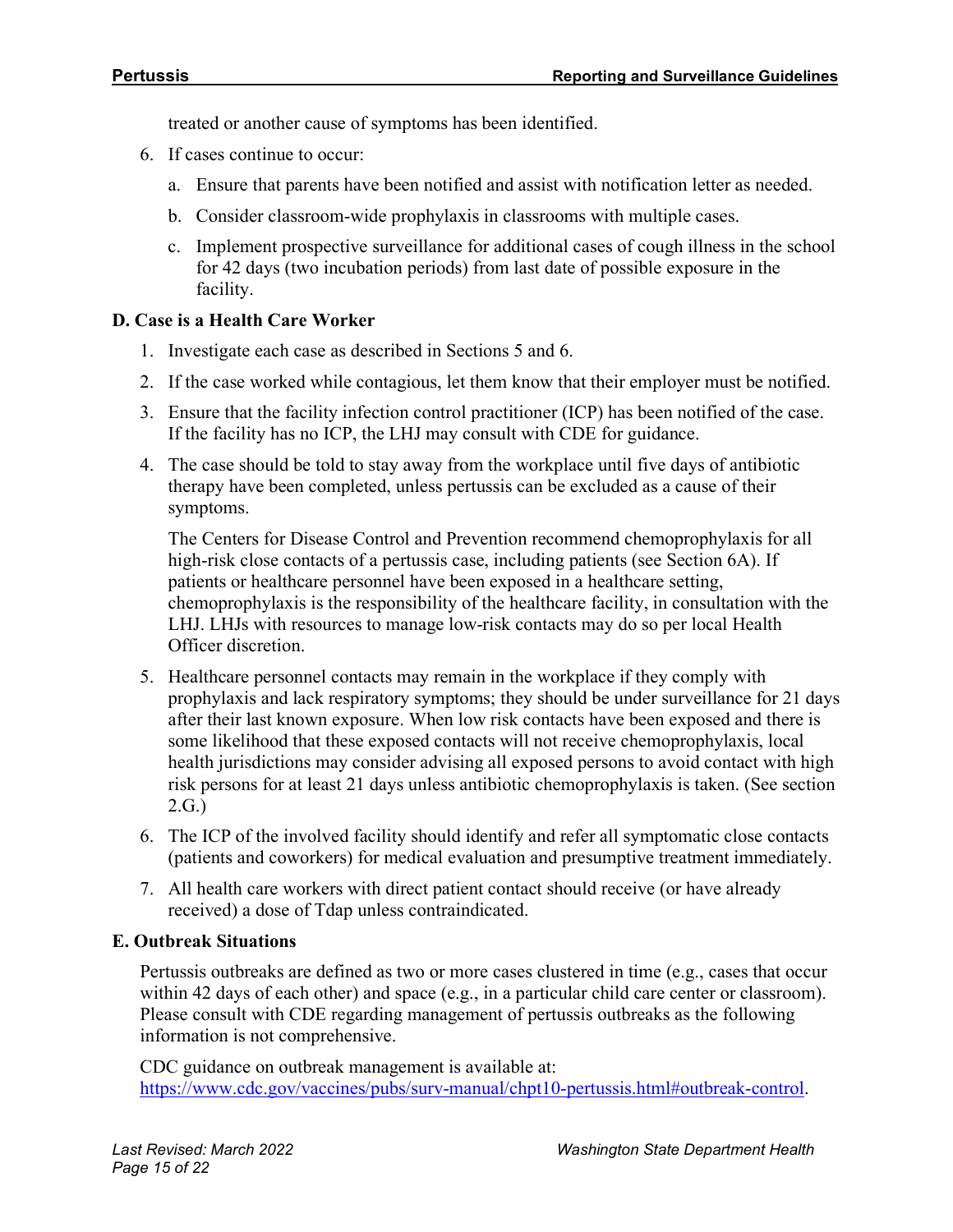treated or another cause of symptoms has been identified.

6. If cases continue to occur:

   a. Ensure that parents have been notified and assist with notification letter as needed.

   b. Consider classroom-wide prophylaxis in classrooms with multiple cases.

   c. Implement prospective surveillance for additional cases of cough illness in the school for 42 days (two incubation periods) from last date of possible exposure in the facility.

**D. Case is a Health Care Worker**

1. Investigate each case as described in Sections 5 and 6.

2. If the case worked while contagious, let them know that their employer must be notified.

3. Ensure that the facility infection control practitioner (ICP) has been notified of the case. If the facility has no ICP, the LHJ may consult with CDE for guidance.

4. The case should be told to stay away from the workplace until five days of antibiotic therapy have been completed, unless pertussis can be excluded as a cause of their symptoms.

   The Centers for Disease Control and Prevention recommend chemoprophylaxis for all high-risk close contacts of a pertussis case, including patients (see Section 6A). If patients or healthcare personnel have been exposed in a healthcare setting, chemoprophylaxis is the responsibility of the healthcare facility, in consultation with the LHJ. LHJs with resources to manage low-risk contacts may do so per local Health Officer discretion.

5. Healthcare personnel contacts may remain in the workplace if they comply with prophylaxis and lack respiratory symptoms; they should be under surveillance for 21 days after their last known exposure. When low risk contacts have been exposed and there is some likelihood that these exposed contacts will not receive chemoprophylaxis, local health jurisdictions may consider advising all exposed persons to avoid contact with high risk persons for at least 21 days unless antibiotic chemoprophylaxis is taken. (See section 2.G.)

6. The ICP of the involved facility should identify and refer all symptomatic close contacts (patients and coworkers) for medical evaluation and presumptive treatment immediately.

7. All health care workers with direct patient contact should receive (or have already received) a dose of Tdap unless contraindicated.

**E. Outbreak Situations**

Pertussis outbreaks are defined as two or more cases clustered in time (e.g., cases that occur within 42 days of each other) and space (e.g., in a particular child care center or classroom). Please consult with CDE regarding management of pertussis outbreaks as the following information is not comprehensive.

CDC guidance on outbreak management is available at: [https://www.cdc.gov/vaccines/pubs/surv-manual/chpt10-pertussis.html#outbreak-control](https://www.cdc.gov/vaccines/pubs/surv-manual/chpt10-pertussis.html#outbreak-control).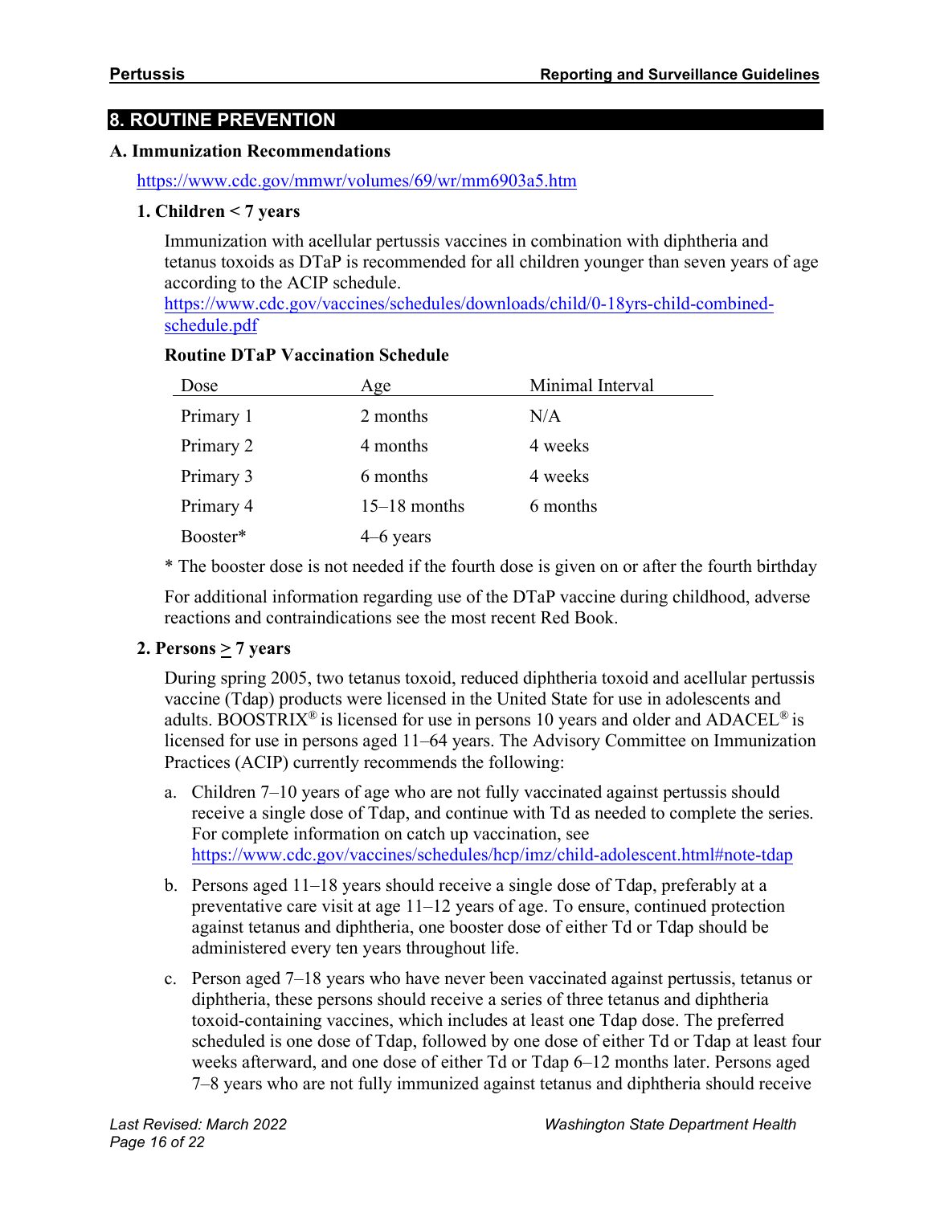## 8. ROUTINE PREVENTION

### A. Immunization Recommendations

https://www.cdc.gov/mmwr/volumes/69/wr/mm6903a5.htm

#### 1. Children < 7 years

Immunization with acellular pertussis vaccines in combination with diphtheria and tetanus toxoids as DTaP is recommended for all children younger than seven years of age according to the ACIP schedule. https://www.cdc.gov/vaccines/schedules/downloads/child/0-18yrs-child-combined-schedule.pdf

**Routine DTaP Vaccination Schedule**

| Dose | Age | Minimal Interval |
|---|---|---|
| Primary 1 | 2 months | N/A |
| Primary 2 | 4 months | 4 weeks |
| Primary 3 | 6 months | 4 weeks |
| Primary 4 | 15–18 months | 6 months |
| Booster* | 4–6 years | |

\* The booster dose is not needed if the fourth dose is given on or after the fourth birthday

For additional information regarding use of the DTaP vaccine during childhood, adverse reactions and contraindications see the most recent Red Book.

#### 2. Persons ≥ 7 years

During spring 2005, two tetanus toxoid, reduced diphtheria toxoid and acellular pertussis vaccine (Tdap) products were licensed in the United State for use in adolescents and adults. BOOSTRIX® is licensed for use in persons 10 years and older and ADACEL® is licensed for use in persons aged 11–64 years. The Advisory Committee on Immunization Practices (ACIP) currently recommends the following:

a. Children 7–10 years of age who are not fully vaccinated against pertussis should receive a single dose of Tdap, and continue with Td as needed to complete the series. For complete information on catch up vaccination, see https://www.cdc.gov/vaccines/schedules/hcp/imz/child-adolescent.html#note-tdap

b. Persons aged 11–18 years should receive a single dose of Tdap, preferably at a preventative care visit at age 11–12 years of age. To ensure, continued protection against tetanus and diphtheria, one booster dose of either Td or Tdap should be administered every ten years throughout life.

c. Person aged 7–18 years who have never been vaccinated against pertussis, tetanus or diphtheria, these persons should receive a series of three tetanus and diphtheria toxoid-containing vaccines, which includes at least one Tdap dose. The preferred scheduled is one dose of Tdap, followed by one dose of either Td or Tdap at least four weeks afterward, and one dose of either Td or Tdap 6–12 months later. Persons aged 7–8 years who are not fully immunized against tetanus and diphtheria should receive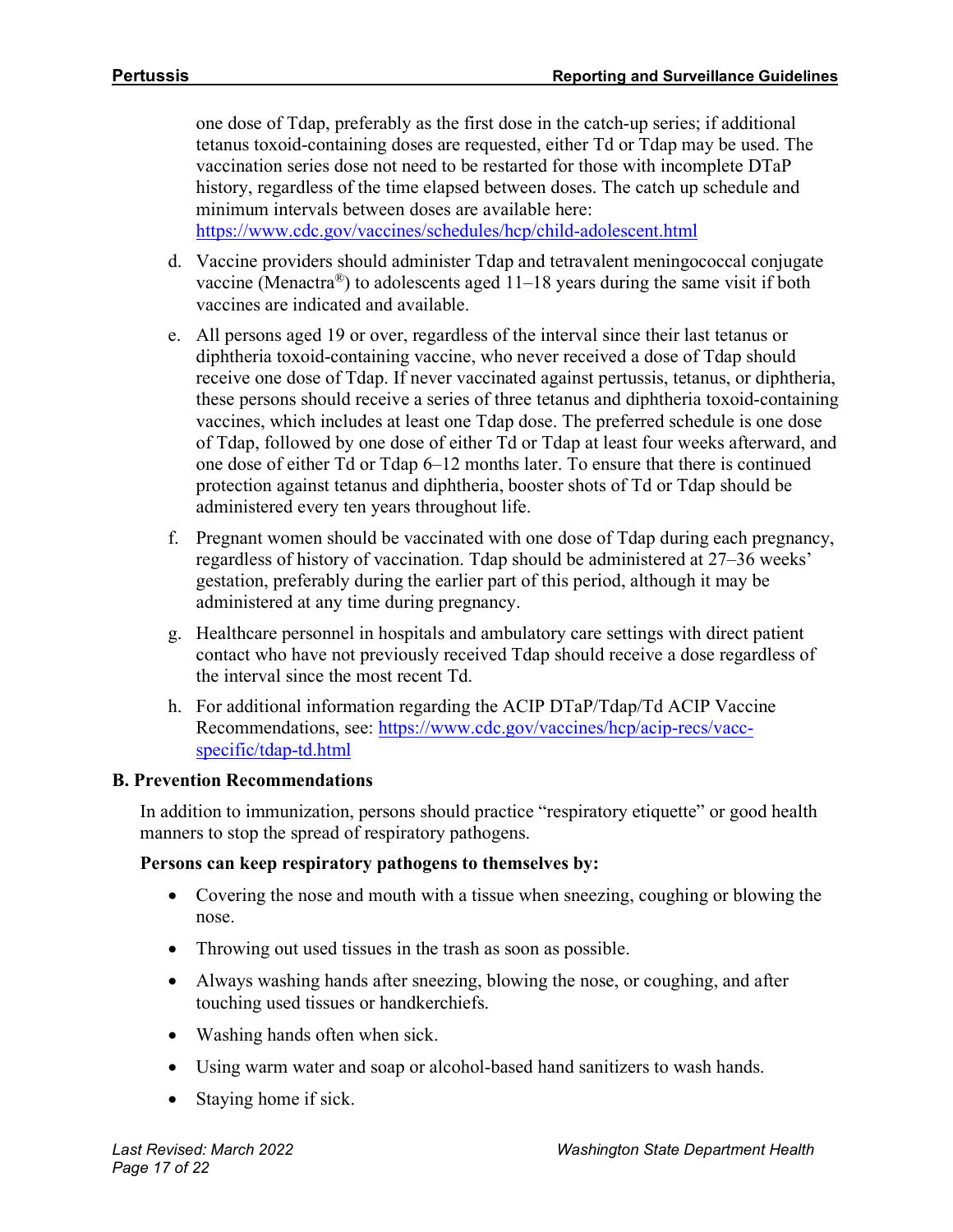one dose of Tdap, preferably as the first dose in the catch-up series; if additional tetanus toxoid-containing doses are requested, either Td or Tdap may be used. The vaccination series dose not need to be restarted for those with incomplete DTaP history, regardless of the time elapsed between doses. The catch up schedule and minimum intervals between doses are available here: https://www.cdc.gov/vaccines/schedules/hcp/child-adolescent.html

d. Vaccine providers should administer Tdap and tetravalent meningococcal conjugate vaccine (Menactra®) to adolescents aged 11–18 years during the same visit if both vaccines are indicated and available.

e. All persons aged 19 or over, regardless of the interval since their last tetanus or diphtheria toxoid-containing vaccine, who never received a dose of Tdap should receive one dose of Tdap. If never vaccinated against pertussis, tetanus, or diphtheria, these persons should receive a series of three tetanus and diphtheria toxoid-containing vaccines, which includes at least one Tdap dose. The preferred schedule is one dose of Tdap, followed by one dose of either Td or Tdap at least four weeks afterward, and one dose of either Td or Tdap 6–12 months later. To ensure that there is continued protection against tetanus and diphtheria, booster shots of Td or Tdap should be administered every ten years throughout life.

f. Pregnant women should be vaccinated with one dose of Tdap during each pregnancy, regardless of history of vaccination. Tdap should be administered at 27–36 weeks' gestation, preferably during the earlier part of this period, although it may be administered at any time during pregnancy.

g. Healthcare personnel in hospitals and ambulatory care settings with direct patient contact who have not previously received Tdap should receive a dose regardless of the interval since the most recent Td.

h. For additional information regarding the ACIP DTaP/Tdap/Td ACIP Vaccine Recommendations, see: https://www.cdc.gov/vaccines/hcp/acip-recs/vacc-specific/tdap-td.html

### B. Prevention Recommendations

In addition to immunization, persons should practice "respiratory etiquette" or good health manners to stop the spread of respiratory pathogens.

**Persons can keep respiratory pathogens to themselves by:**

- Covering the nose and mouth with a tissue when sneezing, coughing or blowing the nose.
- Throwing out used tissues in the trash as soon as possible.
- Always washing hands after sneezing, blowing the nose, or coughing, and after touching used tissues or handkerchiefs.
- Washing hands often when sick.
- Using warm water and soap or alcohol-based hand sanitizers to wash hands.
- Staying home if sick.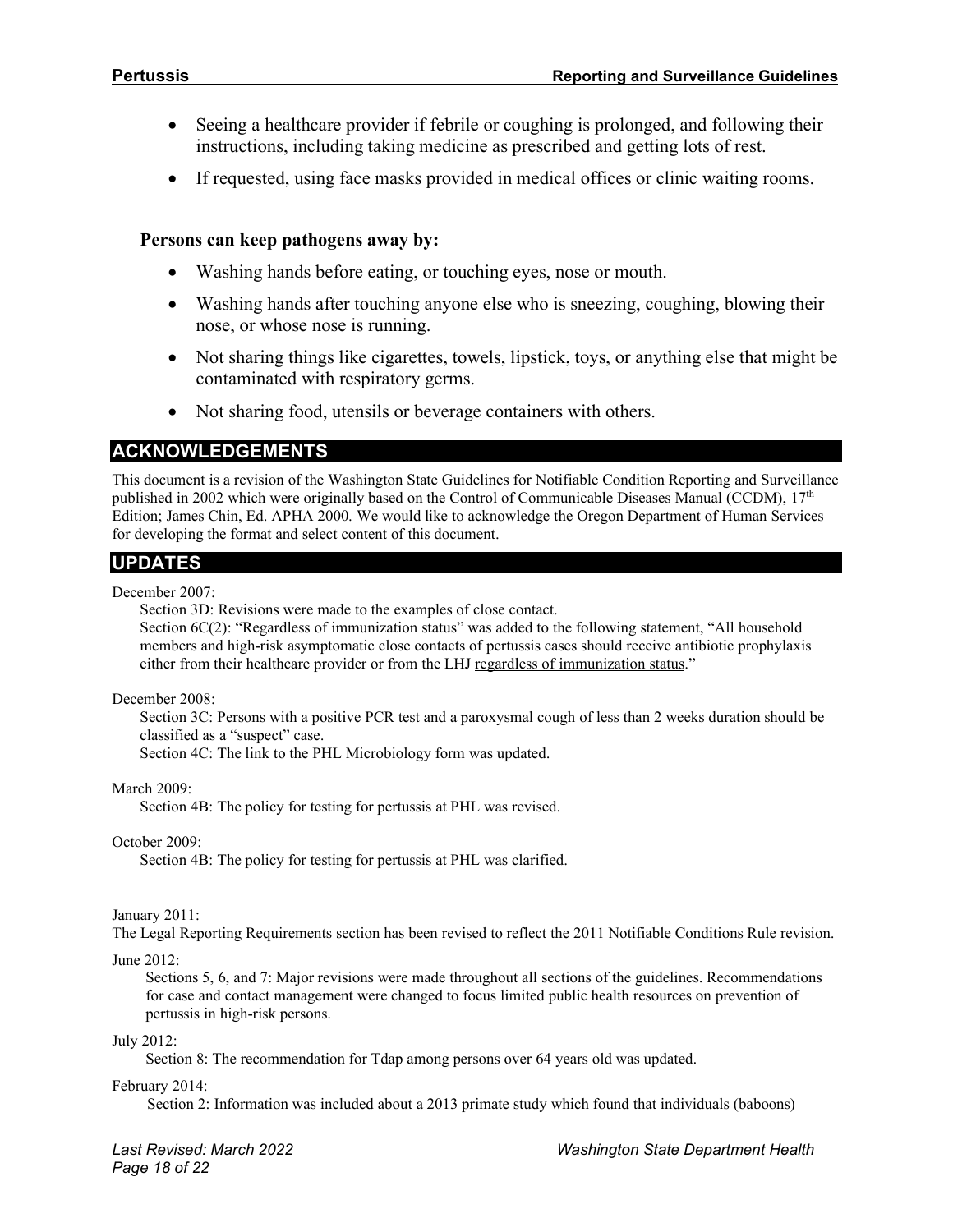- Seeing a healthcare provider if febrile or coughing is prolonged, and following their instructions, including taking medicine as prescribed and getting lots of rest.
- If requested, using face masks provided in medical offices or clinic waiting rooms.

**Persons can keep pathogens away by:**

- Washing hands before eating, or touching eyes, nose or mouth.
- Washing hands after touching anyone else who is sneezing, coughing, blowing their nose, or whose nose is running.
- Not sharing things like cigarettes, towels, lipstick, toys, or anything else that might be contaminated with respiratory germs.
- Not sharing food, utensils or beverage containers with others.

## ACKNOWLEDGEMENTS

This document is a revision of the Washington State Guidelines for Notifiable Condition Reporting and Surveillance published in 2002 which were originally based on the Control of Communicable Diseases Manual (CCDM), 17th Edition; James Chin, Ed. APHA 2000. We would like to acknowledge the Oregon Department of Human Services for developing the format and select content of this document.

## UPDATES

December 2007:

Section 3D: Revisions were made to the examples of close contact.

Section 6C(2): "Regardless of immunization status" was added to the following statement, "All household members and high-risk asymptomatic close contacts of pertussis cases should receive antibiotic prophylaxis either from their healthcare provider or from the LHJ regardless of immunization status."

December 2008:

Section 3C: Persons with a positive PCR test and a paroxysmal cough of less than 2 weeks duration should be classified as a "suspect" case.

Section 4C: The link to the PHL Microbiology form was updated.

March 2009:

Section 4B: The policy for testing for pertussis at PHL was revised.

October 2009:

Section 4B: The policy for testing for pertussis at PHL was clarified.

January 2011:

The Legal Reporting Requirements section has been revised to reflect the 2011 Notifiable Conditions Rule revision.

June 2012:

Sections 5, 6, and 7: Major revisions were made throughout all sections of the guidelines. Recommendations for case and contact management were changed to focus limited public health resources on prevention of pertussis in high-risk persons.

July 2012:

Section 8: The recommendation for Tdap among persons over 64 years old was updated.

February 2014:

Section 2: Information was included about a 2013 primate study which found that individuals (baboons)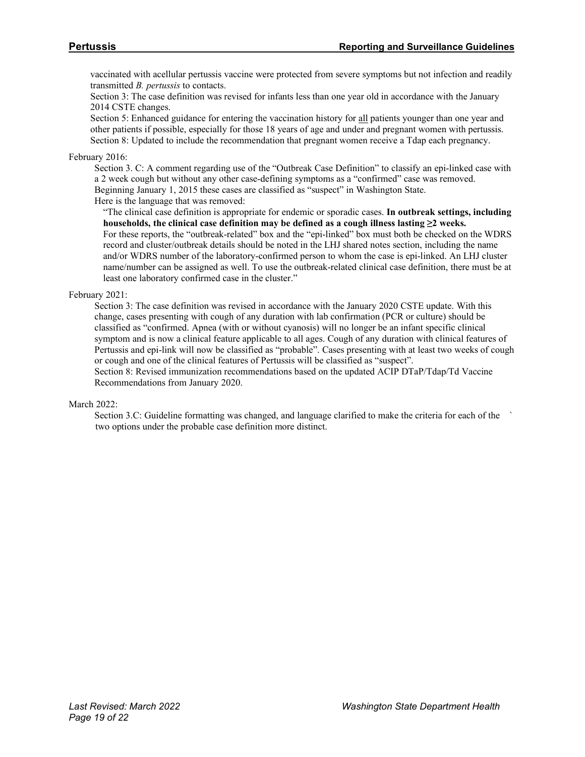vaccinated with acellular pertussis vaccine were protected from severe symptoms but not infection and readily transmitted *B. pertussis* to contacts.

Section 3: The case definition was revised for infants less than one year old in accordance with the January 2014 CSTE changes.

Section 5: Enhanced guidance for entering the vaccination history for all patients younger than one year and other patients if possible, especially for those 18 years of age and under and pregnant women with pertussis.

Section 8: Updated to include the recommendation that pregnant women receive a Tdap each pregnancy.

February 2016:

Section 3. C: A comment regarding use of the "Outbreak Case Definition" to classify an epi-linked case with a 2 week cough but without any other case-defining symptoms as a "confirmed" case was removed. Beginning January 1, 2015 these cases are classified as "suspect" in Washington State.

Here is the language that was removed:

> "The clinical case definition is appropriate for endemic or sporadic cases. **In outbreak settings, including households, the clinical case definition may be defined as a cough illness lasting ≥2 weeks.** For these reports, the "outbreak-related" box and the "epi-linked" box must both be checked on the WDRS record and cluster/outbreak details should be noted in the LHJ shared notes section, including the name and/or WDRS number of the laboratory-confirmed person to whom the case is epi-linked. An LHJ cluster name/number can be assigned as well. To use the outbreak-related clinical case definition, there must be at least one laboratory confirmed case in the cluster."

February 2021:

Section 3: The case definition was revised in accordance with the January 2020 CSTE update. With this change, cases presenting with cough of any duration with lab confirmation (PCR or culture) should be classified as "confirmed. Apnea (with or without cyanosis) will no longer be an infant specific clinical symptom and is now a clinical feature applicable to all ages. Cough of any duration with clinical features of Pertussis and epi-link will now be classified as "probable". Cases presenting with at least two weeks of cough or cough and one of the clinical features of Pertussis will be classified as "suspect".

Section 8: Revised immunization recommendations based on the updated ACIP DTaP/Tdap/Td Vaccine Recommendations from January 2020.

March 2022:

Section 3.C: Guideline formatting was changed, and language clarified to make the criteria for each of the two options under the probable case definition more distinct.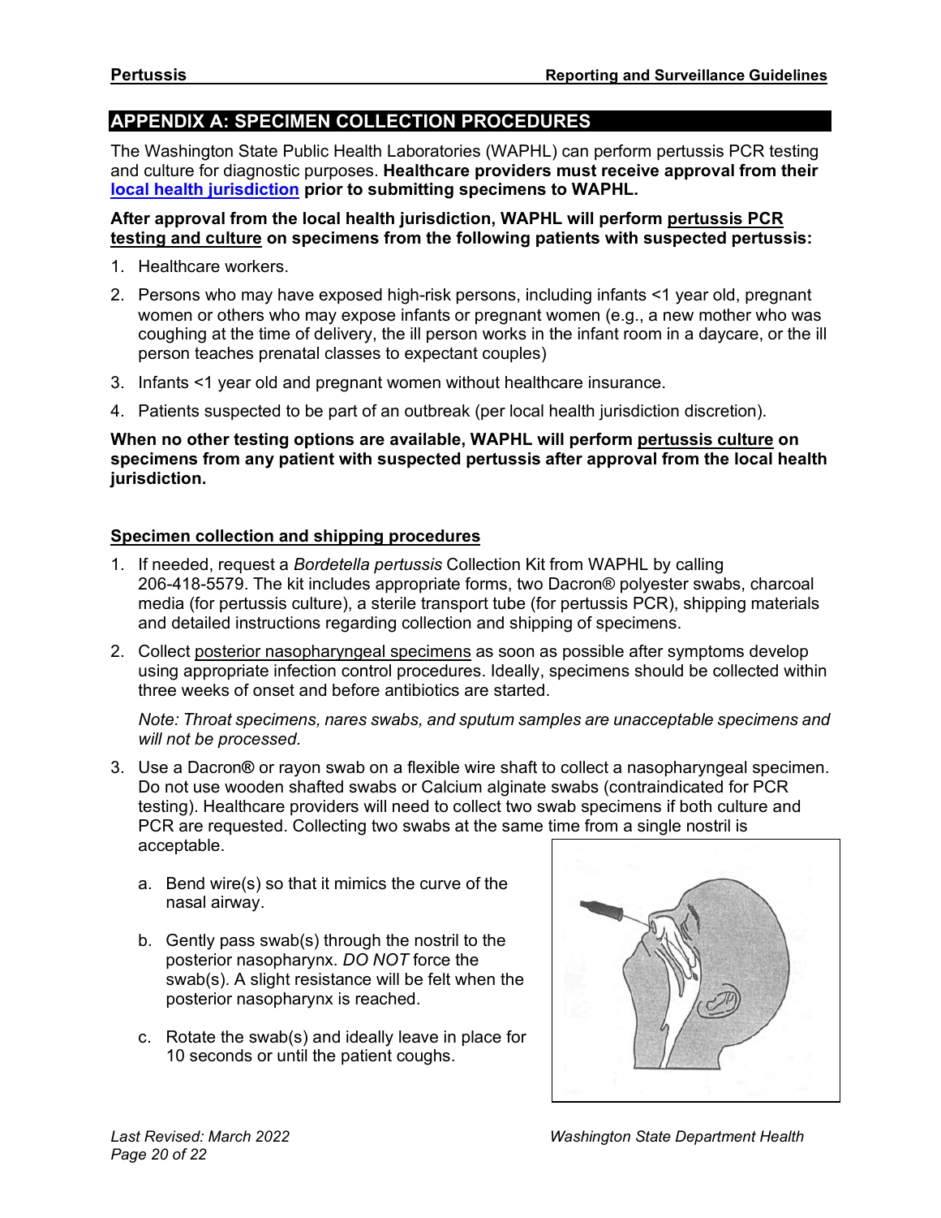## APPENDIX A: SPECIMEN COLLECTION PROCEDURES

The Washington State Public Health Laboratories (WAPHL) can perform pertussis PCR testing and culture for diagnostic purposes. **Healthcare providers must receive approval from their [local health jurisdiction](#) prior to submitting specimens to WAPHL.**

**After approval from the local health jurisdiction, WAPHL will perform pertussis PCR testing and culture on specimens from the following patients with suspected pertussis:**

1. Healthcare workers.
2. Persons who may have exposed high-risk persons, including infants <1 year old, pregnant women or others who may expose infants or pregnant women (e.g., a new mother who was coughing at the time of delivery, the ill person works in the infant room in a daycare, or the ill person teaches prenatal classes to expectant couples)
3. Infants <1 year old and pregnant women without healthcare insurance.
4. Patients suspected to be part of an outbreak (per local health jurisdiction discretion).

**When no other testing options are available, WAPHL will perform pertussis culture on specimens from any patient with suspected pertussis after approval from the local health jurisdiction.**

### Specimen collection and shipping procedures

1. If needed, request a *Bordetella pertussis* Collection Kit from WAPHL by calling 206-418-5579. The kit includes appropriate forms, two Dacron® polyester swabs, charcoal media (for pertussis culture), a sterile transport tube (for pertussis PCR), shipping materials and detailed instructions regarding collection and shipping of specimens.
2. Collect posterior nasopharyngeal specimens as soon as possible after symptoms develop using appropriate infection control procedures. Ideally, specimens should be collected within three weeks of onset and before antibiotics are started.

   *Note: Throat specimens, nares swabs, and sputum samples are unacceptable specimens and will not be processed.*

3. Use a Dacron® or rayon swab on a flexible wire shaft to collect a nasopharyngeal specimen. Do not use wooden shafted swabs or Calcium alginate swabs (contraindicated for PCR testing). Healthcare providers will need to collect two swab specimens if both culture and PCR are requested. Collecting two swabs at the same time from a single nostril is acceptable.
   a. Bend wire(s) so that it mimics the curve of the nasal airway.
   b. Gently pass swab(s) through the nostril to the posterior nasopharynx. *DO NOT* force the swab(s). A slight resistance will be felt when the posterior nasopharynx is reached.
   c. Rotate the swab(s) and ideally leave in place for 10 seconds or until the patient coughs.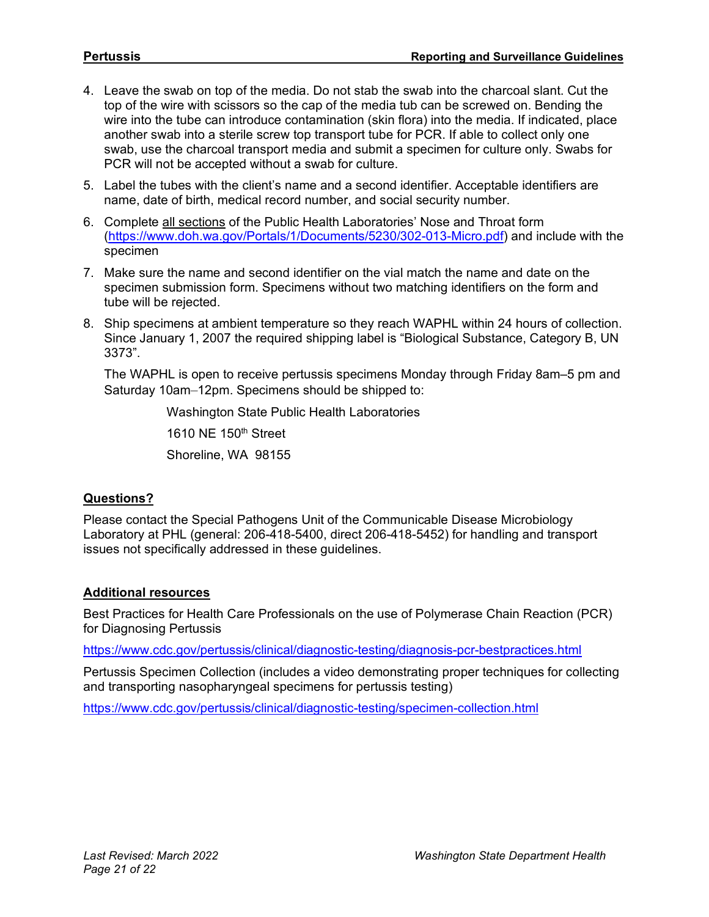4. Leave the swab on top of the media. Do not stab the swab into the charcoal slant. Cut the top of the wire with scissors so the cap of the media tub can be screwed on. Bending the wire into the tube can introduce contamination (skin flora) into the media. If indicated, place another swab into a sterile screw top transport tube for PCR. If able to collect only one swab, use the charcoal transport media and submit a specimen for culture only. Swabs for PCR will not be accepted without a swab for culture.
5. Label the tubes with the client's name and a second identifier. Acceptable identifiers are name, date of birth, medical record number, and social security number.
6. Complete all sections of the Public Health Laboratories' Nose and Throat form (https://www.doh.wa.gov/Portals/1/Documents/5230/302-013-Micro.pdf) and include with the specimen
7. Make sure the name and second identifier on the vial match the name and date on the specimen submission form. Specimens without two matching identifiers on the form and tube will be rejected.
8. Ship specimens at ambient temperature so they reach WAPHL within 24 hours of collection. Since January 1, 2007 the required shipping label is "Biological Substance, Category B, UN 3373".

   The WAPHL is open to receive pertussis specimens Monday through Friday 8am–5 pm and Saturday 10am–12pm. Specimens should be shipped to:

   Washington State Public Health Laboratories
   1610 NE 150th Street
   Shoreline, WA 98155

## Questions?

Please contact the Special Pathogens Unit of the Communicable Disease Microbiology Laboratory at PHL (general: 206-418-5400, direct 206-418-5452) for handling and transport issues not specifically addressed in these guidelines.

## Additional resources

Best Practices for Health Care Professionals on the use of Polymerase Chain Reaction (PCR) for Diagnosing Pertussis

https://www.cdc.gov/pertussis/clinical/diagnostic-testing/diagnosis-pcr-bestpractices.html

Pertussis Specimen Collection (includes a video demonstrating proper techniques for collecting and transporting nasopharyngeal specimens for pertussis testing)

https://www.cdc.gov/pertussis/clinical/diagnostic-testing/specimen-collection.html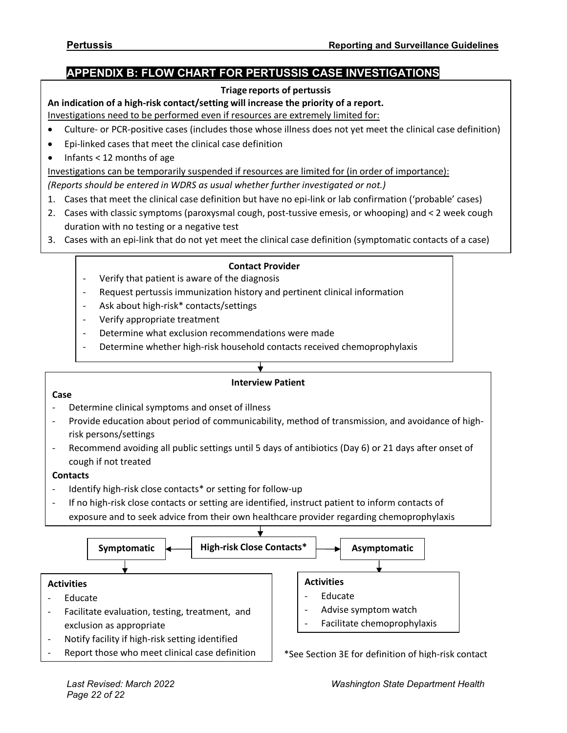## APPENDIX B: FLOW CHART FOR PERTUSSIS CASE INVESTIGATIONS

**Triage reports of pertussis**

**An indication of a high-risk contact/setting will increase the priority of a report.**

Investigations need to be performed even if resources are extremely limited for:

- Culture- or PCR-positive cases (includes those whose illness does not yet meet the clinical case definition)
- Epi-linked cases that meet the clinical case definition
- Infants < 12 months of age

Investigations can be temporarily suspended if resources are limited for (in order of importance):

*(Reports should be entered in WDRS as usual whether further investigated or not.)*

1. Cases that meet the clinical case definition but have no epi-link or lab confirmation ('probable' cases)
2. Cases with classic symptoms (paroxysmal cough, post-tussive emesis, or whooping) and < 2 week cough duration with no testing or a negative test
3. Cases with an epi-link that do not yet meet the clinical case definition (symptomatic contacts of a case)

↓

**Contact Provider**

- Verify that patient is aware of the diagnosis
- Request pertussis immunization history and pertinent clinical information
- Ask about high-risk* contacts/settings
- Verify appropriate treatment
- Determine what exclusion recommendations were made
- Determine whether high-risk household contacts received chemoprophylaxis

↓

**Interview Patient**

**Case**

- Determine clinical symptoms and onset of illness
- Provide education about period of communicability, method of transmission, and avoidance of high-risk persons/settings
- Recommend avoiding all public settings until 5 days of antibiotics (Day 6) or 21 days after onset of cough if not treated

**Contacts**

- Identify high-risk close contacts* or setting for follow-up
- If no high-risk close contacts or setting are identified, instruct patient to inform contacts of exposure and to seek advice from their own healthcare provider regarding chemoprophylaxis

↓

**High-risk Close Contacts***

**Symptomatic** (←) | (→) **Asymptomatic**

**Symptomatic → Activities**

- Educate
- Facilitate evaluation, testing, treatment, and exclusion as appropriate
- Notify facility if high-risk setting identified
- Report those who meet clinical case definition

**Asymptomatic → Activities**

- Educate
- Advise symptom watch
- Facilitate chemoprophylaxis

*See Section 3E for definition of high-risk contact